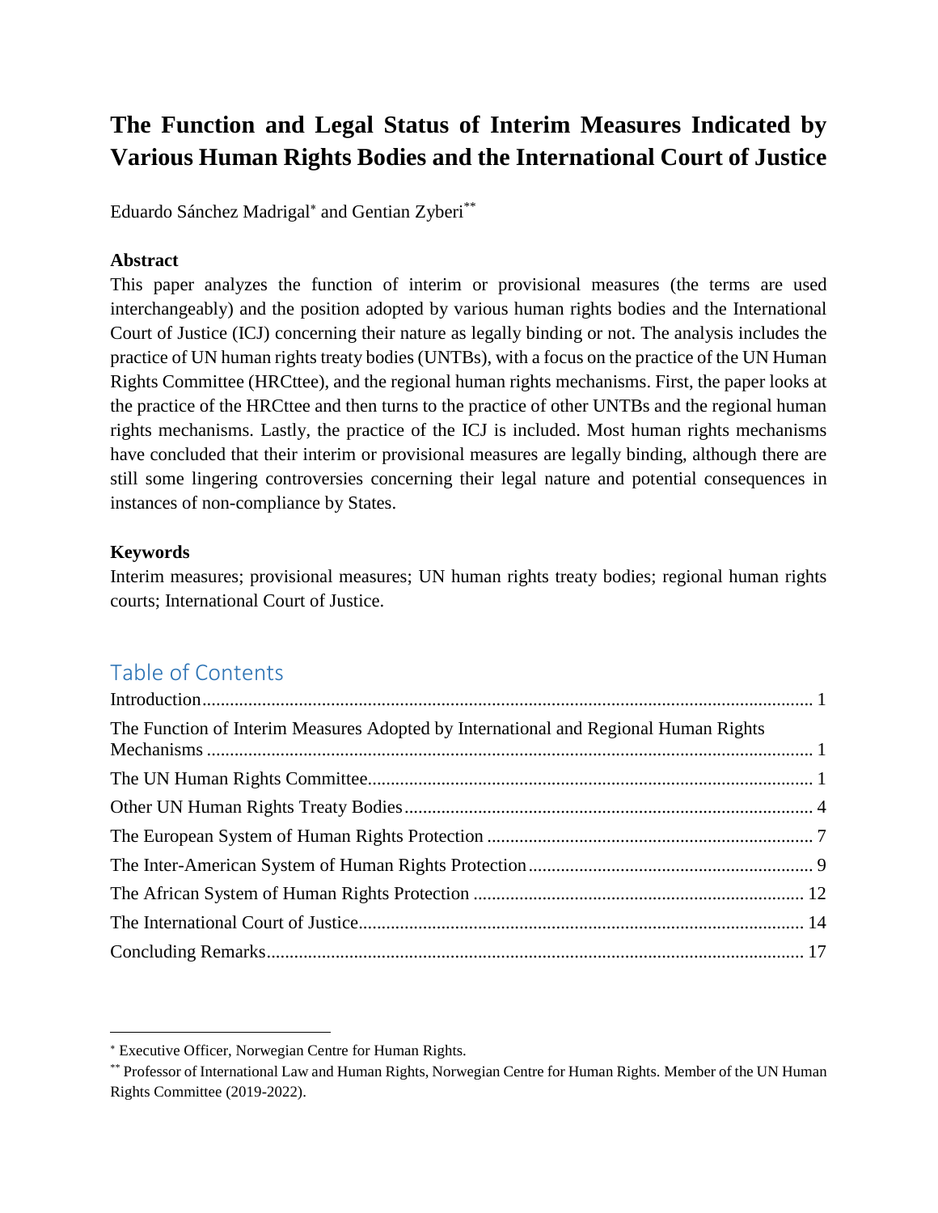# The Function and Legal Status of Interim Measures Indicated by Various Human Rights Bodies and the International Court of Justice

Eduardo Sánchez Madrigal[*] and Gentian Zyberi[**]

## Abstract

This paper analyzes the function of interim or provisional measures (the terms are used interchangeably) and the position adopted by various human rights bodies and the International Court of Justice (ICJ) concerning their nature as legally binding or not. The analysis includes the practice of UN human rights treaty bodies (UNTBs), with a focus on the practice of the UN Human Rights Committee (HRCttee), and the regional human rights mechanisms. First, the paper looks at the practice of the HRCttee and then turns to the practice of other UNTBs and the regional human rights mechanisms. Lastly, the practice of the ICJ is included. Most human rights mechanisms have concluded that their interim or provisional measures are legally binding, although there are still some lingering controversies concerning their legal nature and potential consequences in instances of non-compliance by States.

## Keywords

Interim measures; provisional measures; UN human rights treaty bodies; regional human rights courts; International Court of Justice.

## Table of Contents

Introduction .... 1
The Function of Interim Measures Adopted by International and Regional Human Rights Mechanisms .... 1
The UN Human Rights Committee .... 1
Other UN Human Rights Treaty Bodies .... 4
The European System of Human Rights Protection .... 7
The Inter-American System of Human Rights Protection .... 9
The African System of Human Rights Protection .... 12
The International Court of Justice .... 14
Concluding Remarks .... 17

---

[*] Executive Officer, Norwegian Centre for Human Rights.

[**] Professor of International Law and Human Rights, Norwegian Centre for Human Rights. Member of the UN Human Rights Committee (2019-2022).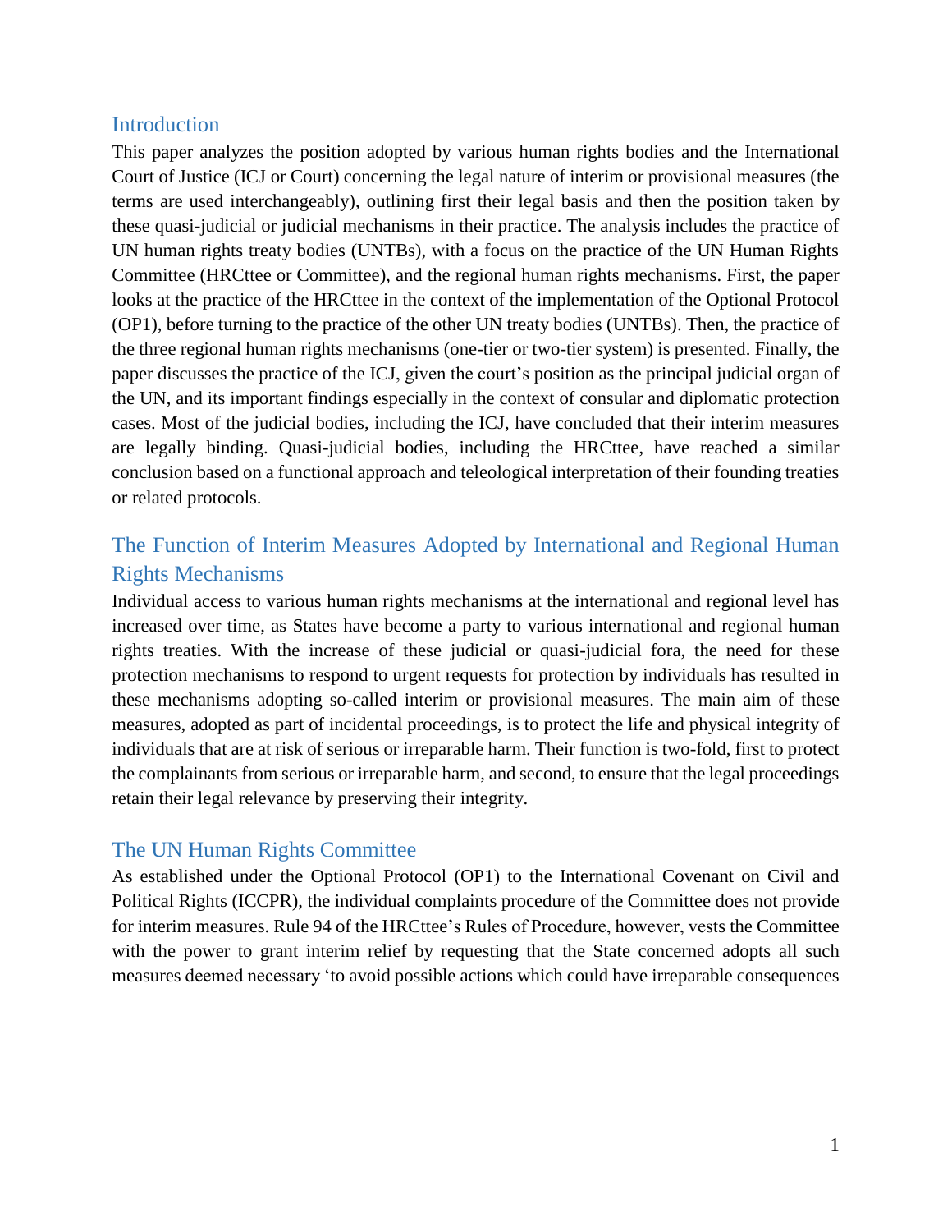## Introduction

This paper analyzes the position adopted by various human rights bodies and the International Court of Justice (ICJ or Court) concerning the legal nature of interim or provisional measures (the terms are used interchangeably), outlining first their legal basis and then the position taken by these quasi-judicial or judicial mechanisms in their practice. The analysis includes the practice of UN human rights treaty bodies (UNTBs), with a focus on the practice of the UN Human Rights Committee (HRCttee or Committee), and the regional human rights mechanisms. First, the paper looks at the practice of the HRCttee in the context of the implementation of the Optional Protocol (OP1), before turning to the practice of the other UN treaty bodies (UNTBs). Then, the practice of the three regional human rights mechanisms (one-tier or two-tier system) is presented. Finally, the paper discusses the practice of the ICJ, given the court's position as the principal judicial organ of the UN, and its important findings especially in the context of consular and diplomatic protection cases. Most of the judicial bodies, including the ICJ, have concluded that their interim measures are legally binding. Quasi-judicial bodies, including the HRCttee, have reached a similar conclusion based on a functional approach and teleological interpretation of their founding treaties or related protocols.

## The Function of Interim Measures Adopted by International and Regional Human Rights Mechanisms

Individual access to various human rights mechanisms at the international and regional level has increased over time, as States have become a party to various international and regional human rights treaties. With the increase of these judicial or quasi-judicial fora, the need for these protection mechanisms to respond to urgent requests for protection by individuals has resulted in these mechanisms adopting so-called interim or provisional measures. The main aim of these measures, adopted as part of incidental proceedings, is to protect the life and physical integrity of individuals that are at risk of serious or irreparable harm. Their function is two-fold, first to protect the complainants from serious or irreparable harm, and second, to ensure that the legal proceedings retain their legal relevance by preserving their integrity.

## The UN Human Rights Committee

As established under the Optional Protocol (OP1) to the International Covenant on Civil and Political Rights (ICCPR), the individual complaints procedure of the Committee does not provide for interim measures. Rule 94 of the HRCttee's Rules of Procedure, however, vests the Committee with the power to grant interim relief by requesting that the State concerned adopts all such measures deemed necessary 'to avoid possible actions which could have irreparable consequences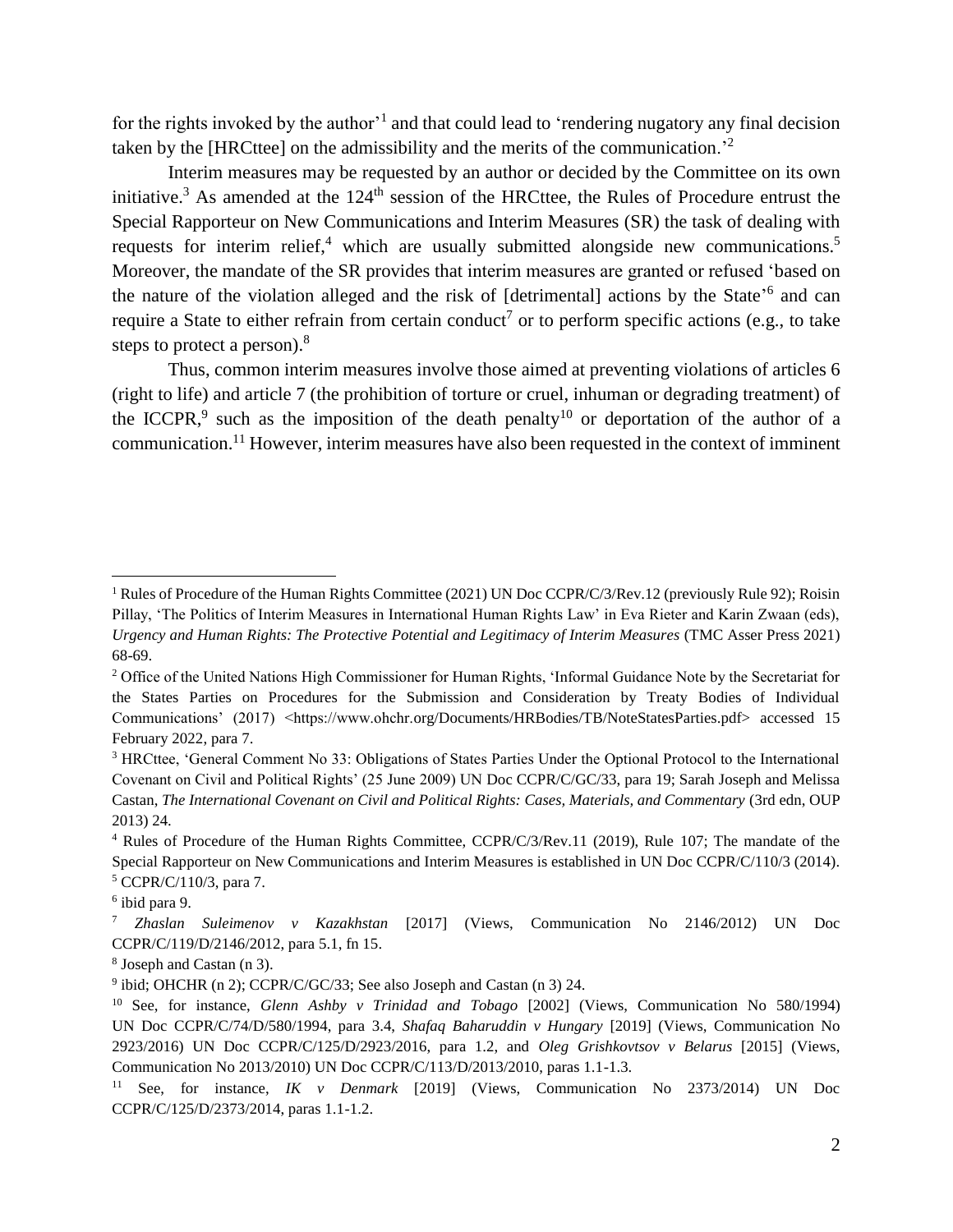for the rights invoked by the author'[1] and that could lead to 'rendering nugatory any final decision taken by the [HRCttee] on the admissibility and the merits of the communication.'[2]

Interim measures may be requested by an author or decided by the Committee on its own initiative.[3] As amended at the 124th session of the HRCttee, the Rules of Procedure entrust the Special Rapporteur on New Communications and Interim Measures (SR) the task of dealing with requests for interim relief,[4] which are usually submitted alongside new communications.[5] Moreover, the mandate of the SR provides that interim measures are granted or refused 'based on the nature of the violation alleged and the risk of [detrimental] actions by the State'[6] and can require a State to either refrain from certain conduct[7] or to perform specific actions (e.g., to take steps to protect a person).[8]

Thus, common interim measures involve those aimed at preventing violations of articles 6 (right to life) and article 7 (the prohibition of torture or cruel, inhuman or degrading treatment) of the ICCPR,[9] such as the imposition of the death penalty[10] or deportation of the author of a communication.[11] However, interim measures have also been requested in the context of imminent

---

[1] Rules of Procedure of the Human Rights Committee (2021) UN Doc CCPR/C/3/Rev.12 (previously Rule 92); Roisin Pillay, 'The Politics of Interim Measures in International Human Rights Law' in Eva Rieter and Karin Zwaan (eds), *Urgency and Human Rights: The Protective Potential and Legitimacy of Interim Measures* (TMC Asser Press 2021) 68-69.

[2] Office of the United Nations High Commissioner for Human Rights, 'Informal Guidance Note by the Secretariat for the States Parties on Procedures for the Submission and Consideration by Treaty Bodies of Individual Communications' (2017) <https://www.ohchr.org/Documents/HRBodies/TB/NoteStatesParties.pdf> accessed 15 February 2022, para 7.

[3] HRCttee, 'General Comment No 33: Obligations of States Parties Under the Optional Protocol to the International Covenant on Civil and Political Rights' (25 June 2009) UN Doc CCPR/C/GC/33, para 19; Sarah Joseph and Melissa Castan, *The International Covenant on Civil and Political Rights: Cases, Materials, and Commentary* (3rd edn, OUP 2013) 24.

[4] Rules of Procedure of the Human Rights Committee, CCPR/C/3/Rev.11 (2019), Rule 107; The mandate of the Special Rapporteur on New Communications and Interim Measures is established in UN Doc CCPR/C/110/3 (2014).

[5] CCPR/C/110/3, para 7.

[6] ibid para 9.

[7] *Zhaslan Suleimenov v Kazakhstan* [2017] (Views, Communication No 2146/2012) UN Doc CCPR/C/119/D/2146/2012, para 5.1, fn 15.

[8] Joseph and Castan (n 3).

[9] ibid; OHCHR (n 2); CCPR/C/GC/33; See also Joseph and Castan (n 3) 24.

[10] See, for instance, *Glenn Ashby v Trinidad and Tobago* [2002] (Views, Communication No 580/1994) UN Doc CCPR/C/74/D/580/1994, para 3.4, *Shafaq Baharuddin v Hungary* [2019] (Views, Communication No 2923/2016) UN Doc CCPR/C/125/D/2923/2016, para 1.2, and *Oleg Grishkovtsov v Belarus* [2015] (Views, Communication No 2013/2010) UN Doc CCPR/C/113/D/2013/2010, paras 1.1-1.3.

[11] See, for instance, *IK v Denmark* [2019] (Views, Communication No 2373/2014) UN Doc CCPR/C/125/D/2373/2014, paras 1.1-1.2.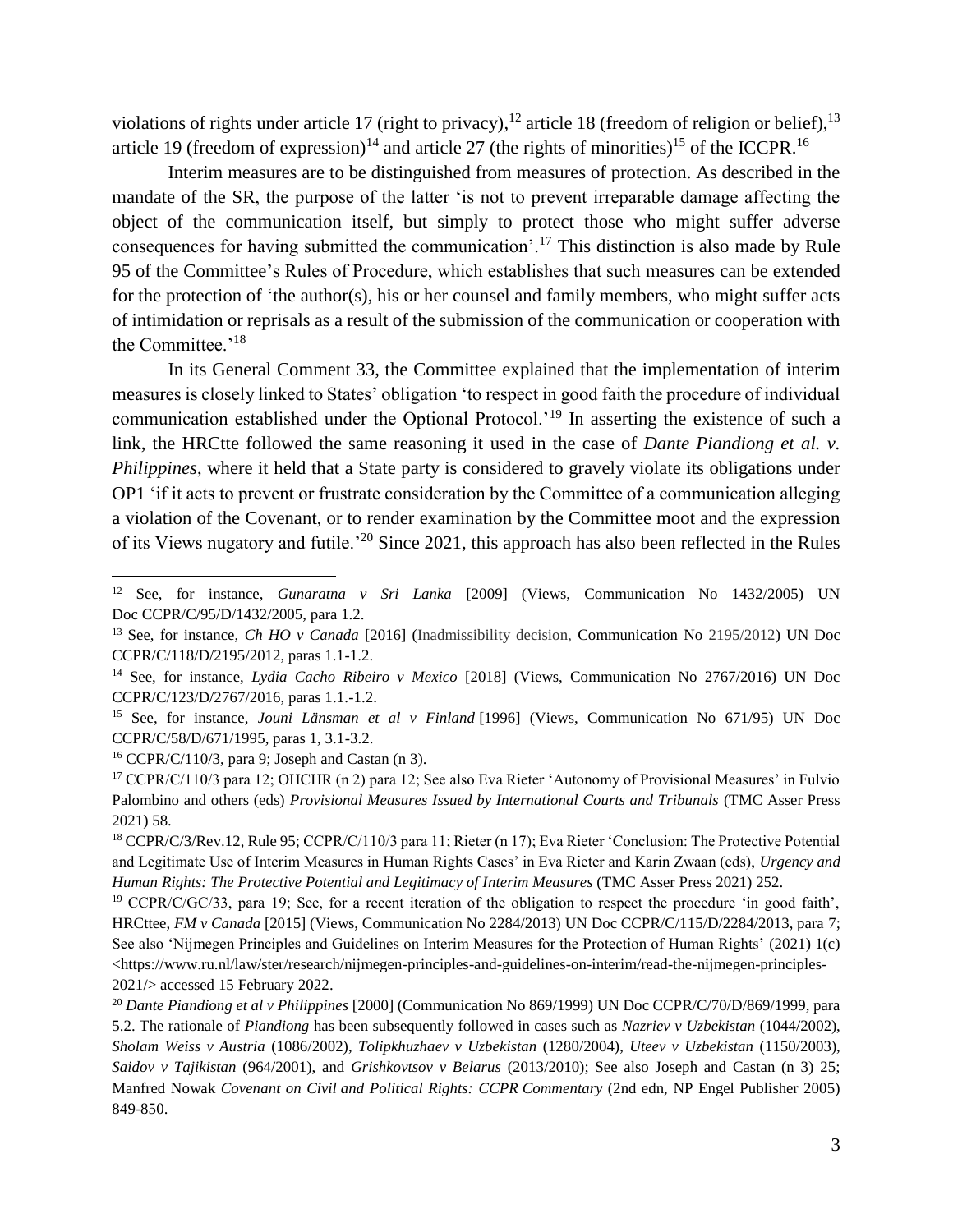violations of rights under article 17 (right to privacy),[12] article 18 (freedom of religion or belief),[13] article 19 (freedom of expression)[14] and article 27 (the rights of minorities)[15] of the ICCPR.[16]

Interim measures are to be distinguished from measures of protection. As described in the mandate of the SR, the purpose of the latter 'is not to prevent irreparable damage affecting the object of the communication itself, but simply to protect those who might suffer adverse consequences for having submitted the communication'.[17] This distinction is also made by Rule 95 of the Committee's Rules of Procedure, which establishes that such measures can be extended for the protection of 'the author(s), his or her counsel and family members, who might suffer acts of intimidation or reprisals as a result of the submission of the communication or cooperation with the Committee.'[18]

In its General Comment 33, the Committee explained that the implementation of interim measures is closely linked to States' obligation 'to respect in good faith the procedure of individual communication established under the Optional Protocol.'[19] In asserting the existence of such a link, the HRCtte followed the same reasoning it used in the case of *Dante Piandiong et al. v. Philippines*, where it held that a State party is considered to gravely violate its obligations under OP1 'if it acts to prevent or frustrate consideration by the Committee of a communication alleging a violation of the Covenant, or to render examination by the Committee moot and the expression of its Views nugatory and futile.'[20] Since 2021, this approach has also been reflected in the Rules

---

[12] See, for instance, *Gunaratna v Sri Lanka* [2009] (Views, Communication No 1432/2005) UN Doc CCPR/C/95/D/1432/2005, para 1.2.

[13] See, for instance, *Ch HO v Canada* [2016] (Inadmissibility decision, Communication No 2195/2012) UN Doc CCPR/C/118/D/2195/2012, paras 1.1-1.2.

[14] See, for instance, *Lydia Cacho Ribeiro v Mexico* [2018] (Views, Communication No 2767/2016) UN Doc CCPR/C/123/D/2767/2016, paras 1.1.-1.2.

[15] See, for instance, *Jouni Länsman et al v Finland* [1996] (Views, Communication No 671/95) UN Doc CCPR/C/58/D/671/1995, paras 1, 3.1-3.2.

[16] CCPR/C/110/3, para 9; Joseph and Castan (n 3).

[17] CCPR/C/110/3 para 12; OHCHR (n 2) para 12; See also Eva Rieter 'Autonomy of Provisional Measures' in Fulvio Palombino and others (eds) *Provisional Measures Issued by International Courts and Tribunals* (TMC Asser Press 2021) 58.

[18] CCPR/C/3/Rev.12, Rule 95; CCPR/C/110/3 para 11; Rieter (n 17); Eva Rieter 'Conclusion: The Protective Potential and Legitimate Use of Interim Measures in Human Rights Cases' in Eva Rieter and Karin Zwaan (eds), *Urgency and Human Rights: The Protective Potential and Legitimacy of Interim Measures* (TMC Asser Press 2021) 252.

[19] CCPR/C/GC/33, para 19; See, for a recent iteration of the obligation to respect the procedure 'in good faith', HRCttee, *FM v Canada* [2015] (Views, Communication No 2284/2013) UN Doc CCPR/C/115/D/2284/2013, para 7; See also 'Nijmegen Principles and Guidelines on Interim Measures for the Protection of Human Rights' (2021) 1(c) <https://www.ru.nl/law/ster/research/nijmegen-principles-and-guidelines-on-interim/read-the-nijmegen-principles-2021/> accessed 15 February 2022.

[20] *Dante Piandiong et al v Philippines* [2000] (Communication No 869/1999) UN Doc CCPR/C/70/D/869/1999, para 5.2. The rationale of *Piandiong* has been subsequently followed in cases such as *Nazriev v Uzbekistan* (1044/2002), *Sholam Weiss v Austria* (1086/2002), *Tolipkhuzhaev v Uzbekistan* (1280/2004), *Uteev v Uzbekistan* (1150/2003), *Saidov v Tajikistan* (964/2001), and *Grishkovtsov v Belarus* (2013/2010); See also Joseph and Castan (n 3) 25; Manfred Nowak *Covenant on Civil and Political Rights: CCPR Commentary* (2nd edn, NP Engel Publisher 2005) 849-850.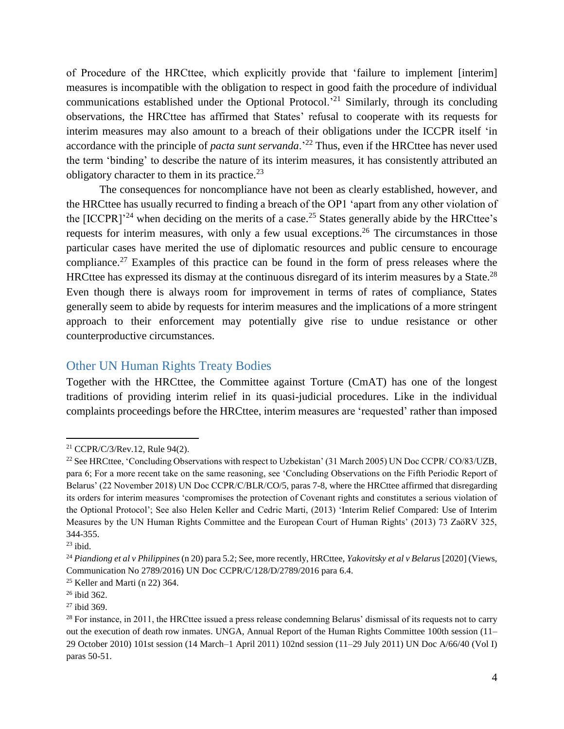of Procedure of the HRCttee, which explicitly provide that 'failure to implement [interim] measures is incompatible with the obligation to respect in good faith the procedure of individual communications established under the Optional Protocol.'[21] Similarly, through its concluding observations, the HRCttee has affirmed that States' refusal to cooperate with its requests for interim measures may also amount to a breach of their obligations under the ICCPR itself 'in accordance with the principle of *pacta sunt servanda*.'[22] Thus, even if the HRCttee has never used the term 'binding' to describe the nature of its interim measures, it has consistently attributed an obligatory character to them in its practice.[23]

The consequences for noncompliance have not been as clearly established, however, and the HRCttee has usually recurred to finding a breach of the OP1 'apart from any other violation of the [ICCPR]'[24] when deciding on the merits of a case.[25] States generally abide by the HRCttee's requests for interim measures, with only a few usual exceptions.[26] The circumstances in those particular cases have merited the use of diplomatic resources and public censure to encourage compliance.[27] Examples of this practice can be found in the form of press releases where the HRCttee has expressed its dismay at the continuous disregard of its interim measures by a State.[28] Even though there is always room for improvement in terms of rates of compliance, States generally seem to abide by requests for interim measures and the implications of a more stringent approach to their enforcement may potentially give rise to undue resistance or other counterproductive circumstances.

## Other UN Human Rights Treaty Bodies

Together with the HRCttee, the Committee against Torture (CmAT) has one of the longest traditions of providing interim relief in its quasi-judicial procedures. Like in the individual complaints proceedings before the HRCttee, interim measures are 'requested' rather than imposed

---

[21] CCPR/C/3/Rev.12, Rule 94(2).

[22] See HRCttee, 'Concluding Observations with respect to Uzbekistan' (31 March 2005) UN Doc CCPR/ CO/83/UZB, para 6; For a more recent take on the same reasoning, see 'Concluding Observations on the Fifth Periodic Report of Belarus' (22 November 2018) UN Doc CCPR/C/BLR/CO/5, paras 7-8, where the HRCttee affirmed that disregarding its orders for interim measures 'compromises the protection of Covenant rights and constitutes a serious violation of the Optional Protocol'; See also Helen Keller and Cedric Marti, (2013) 'Interim Relief Compared: Use of Interim Measures by the UN Human Rights Committee and the European Court of Human Rights' (2013) 73 ZaöRV 325, 344-355.

[23] ibid.

[24] *Piandiong et al v Philippines* (n 20) para 5.2; See, more recently, HRCttee, *Yakovitsky et al v Belarus* [2020] (Views, Communication No 2789/2016) UN Doc CCPR/C/128/D/2789/2016 para 6.4.

[25] Keller and Marti (n 22) 364.

[26] ibid 362.

[27] ibid 369.

[28] For instance, in 2011, the HRCttee issued a press release condemning Belarus' dismissal of its requests not to carry out the execution of death row inmates. UNGA, Annual Report of the Human Rights Committee 100th session (11–29 October 2010) 101st session (14 March–1 April 2011) 102nd session (11–29 July 2011) UN Doc A/66/40 (Vol I) paras 50-51.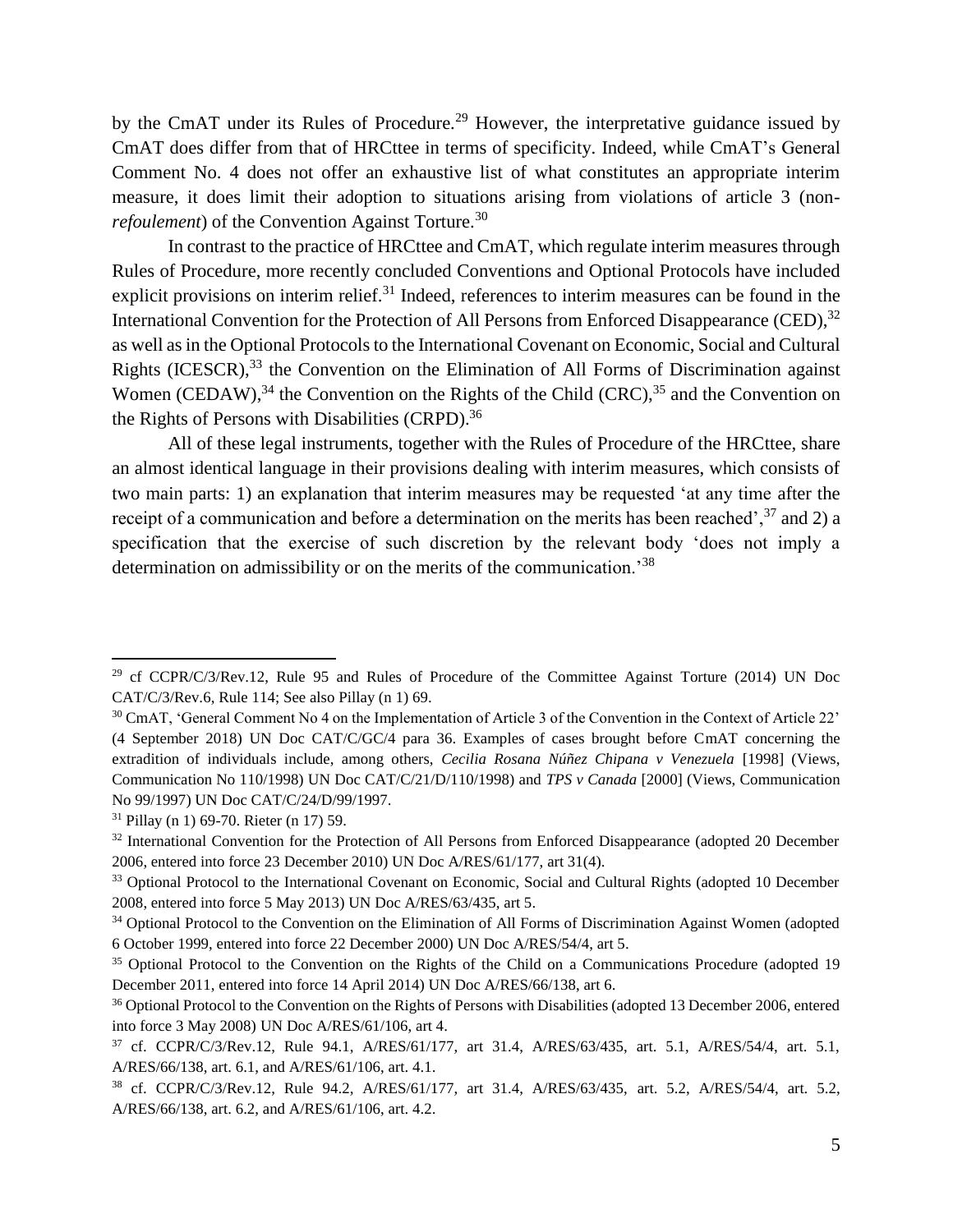by the CmAT under its Rules of Procedure.[29] However, the interpretative guidance issued by CmAT does differ from that of HRCttee in terms of specificity. Indeed, while CmAT's General Comment No. 4 does not offer an exhaustive list of what constitutes an appropriate interim measure, it does limit their adoption to situations arising from violations of article 3 (non-*refoulement*) of the Convention Against Torture.[30]

In contrast to the practice of HRCttee and CmAT, which regulate interim measures through Rules of Procedure, more recently concluded Conventions and Optional Protocols have included explicit provisions on interim relief.[31] Indeed, references to interim measures can be found in the International Convention for the Protection of All Persons from Enforced Disappearance (CED),[32] as well as in the Optional Protocols to the International Covenant on Economic, Social and Cultural Rights (ICESCR),[33] the Convention on the Elimination of All Forms of Discrimination against Women (CEDAW),[34] the Convention on the Rights of the Child (CRC),[35] and the Convention on the Rights of Persons with Disabilities (CRPD).[36]

All of these legal instruments, together with the Rules of Procedure of the HRCttee, share an almost identical language in their provisions dealing with interim measures, which consists of two main parts: 1) an explanation that interim measures may be requested 'at any time after the receipt of a communication and before a determination on the merits has been reached',[37] and 2) a specification that the exercise of such discretion by the relevant body 'does not imply a determination on admissibility or on the merits of the communication.'[38]

---

[29] cf CCPR/C/3/Rev.12, Rule 95 and Rules of Procedure of the Committee Against Torture (2014) UN Doc CAT/C/3/Rev.6, Rule 114; See also Pillay (n 1) 69.

[30] CmAT, 'General Comment No 4 on the Implementation of Article 3 of the Convention in the Context of Article 22' (4 September 2018) UN Doc CAT/C/GC/4 para 36. Examples of cases brought before CmAT concerning the extradition of individuals include, among others, *Cecilia Rosana Núñez Chipana v Venezuela* [1998] (Views, Communication No 110/1998) UN Doc CAT/C/21/D/110/1998) and *TPS v Canada* [2000] (Views, Communication No 99/1997) UN Doc CAT/C/24/D/99/1997.

[31] Pillay (n 1) 69-70. Rieter (n 17) 59.

[32] International Convention for the Protection of All Persons from Enforced Disappearance (adopted 20 December 2006, entered into force 23 December 2010) UN Doc A/RES/61/177, art 31(4).

[33] Optional Protocol to the International Covenant on Economic, Social and Cultural Rights (adopted 10 December 2008, entered into force 5 May 2013) UN Doc A/RES/63/435, art 5.

[34] Optional Protocol to the Convention on the Elimination of All Forms of Discrimination Against Women (adopted 6 October 1999, entered into force 22 December 2000) UN Doc A/RES/54/4, art 5.

[35] Optional Protocol to the Convention on the Rights of the Child on a Communications Procedure (adopted 19 December 2011, entered into force 14 April 2014) UN Doc A/RES/66/138, art 6.

[36] Optional Protocol to the Convention on the Rights of Persons with Disabilities (adopted 13 December 2006, entered into force 3 May 2008) UN Doc A/RES/61/106, art 4.

[37] cf. CCPR/C/3/Rev.12, Rule 94.1, A/RES/61/177, art 31.4, A/RES/63/435, art. 5.1, A/RES/54/4, art. 5.1, A/RES/66/138, art. 6.1, and A/RES/61/106, art. 4.1.

[38] cf. CCPR/C/3/Rev.12, Rule 94.2, A/RES/61/177, art 31.4, A/RES/63/435, art. 5.2, A/RES/54/4, art. 5.2, A/RES/66/138, art. 6.2, and A/RES/61/106, art. 4.2.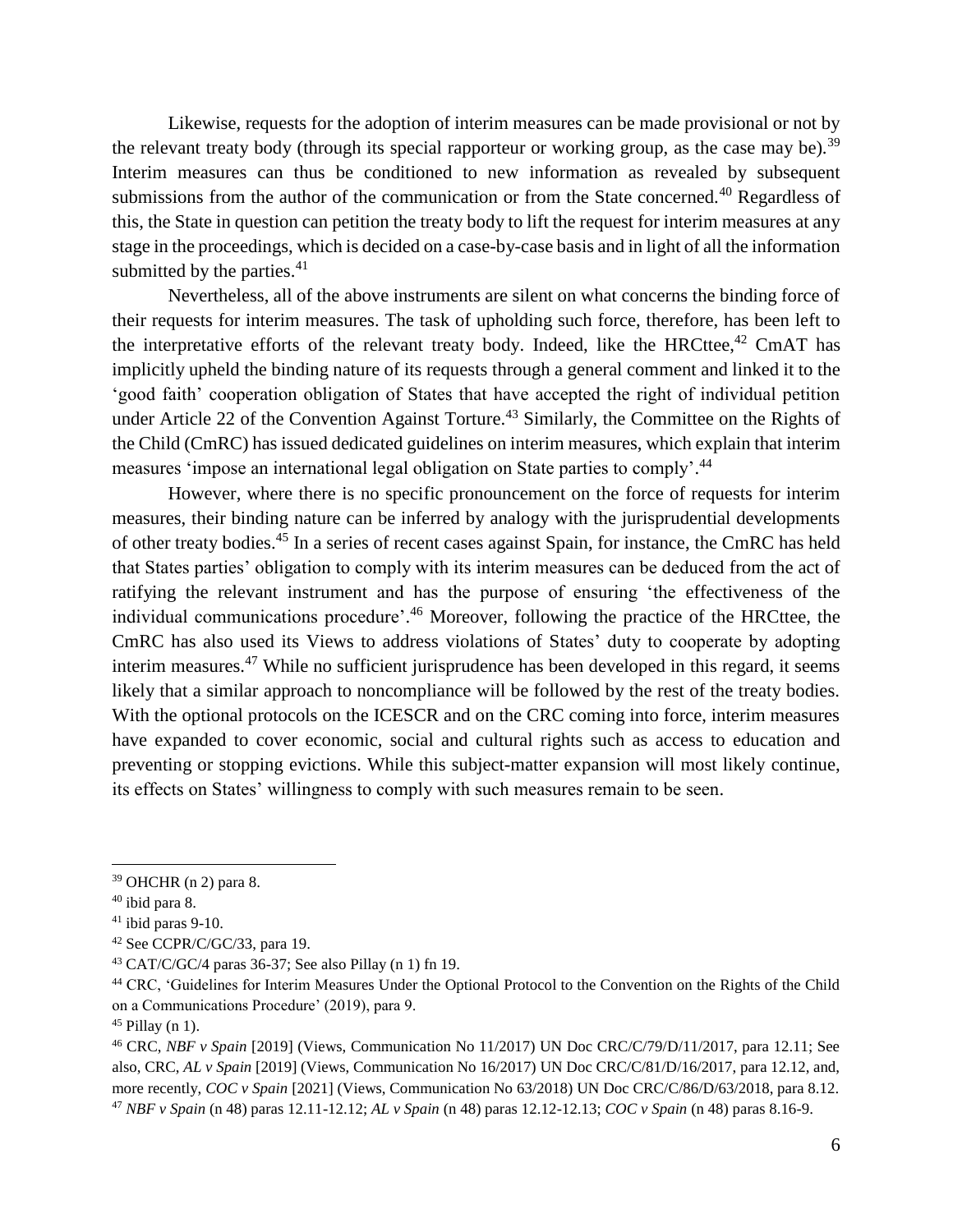Likewise, requests for the adoption of interim measures can be made provisional or not by the relevant treaty body (through its special rapporteur or working group, as the case may be).[39] Interim measures can thus be conditioned to new information as revealed by subsequent submissions from the author of the communication or from the State concerned.[40] Regardless of this, the State in question can petition the treaty body to lift the request for interim measures at any stage in the proceedings, which is decided on a case-by-case basis and in light of all the information submitted by the parties.[41]

Nevertheless, all of the above instruments are silent on what concerns the binding force of their requests for interim measures. The task of upholding such force, therefore, has been left to the interpretative efforts of the relevant treaty body. Indeed, like the HRCttee,[42] CmAT has implicitly upheld the binding nature of its requests through a general comment and linked it to the 'good faith' cooperation obligation of States that have accepted the right of individual petition under Article 22 of the Convention Against Torture.[43] Similarly, the Committee on the Rights of the Child (CmRC) has issued dedicated guidelines on interim measures, which explain that interim measures 'impose an international legal obligation on State parties to comply'.[44]

However, where there is no specific pronouncement on the force of requests for interim measures, their binding nature can be inferred by analogy with the jurisprudential developments of other treaty bodies.[45] In a series of recent cases against Spain, for instance, the CmRC has held that States parties' obligation to comply with its interim measures can be deduced from the act of ratifying the relevant instrument and has the purpose of ensuring 'the effectiveness of the individual communications procedure'.[46] Moreover, following the practice of the HRCttee, the CmRC has also used its Views to address violations of States' duty to cooperate by adopting interim measures.[47] While no sufficient jurisprudence has been developed in this regard, it seems likely that a similar approach to noncompliance will be followed by the rest of the treaty bodies. With the optional protocols on the ICESCR and on the CRC coming into force, interim measures have expanded to cover economic, social and cultural rights such as access to education and preventing or stopping evictions. While this subject-matter expansion will most likely continue, its effects on States' willingness to comply with such measures remain to be seen.

---

[39] OHCHR (n 2) para 8.

[40] ibid para 8.

[41] ibid paras 9-10.

[42] See CCPR/C/GC/33, para 19.

[43] CAT/C/GC/4 paras 36-37; See also Pillay (n 1) fn 19.

[44] CRC, 'Guidelines for Interim Measures Under the Optional Protocol to the Convention on the Rights of the Child on a Communications Procedure' (2019), para 9.

[45] Pillay (n 1).

[46] CRC, *NBF v Spain* [2019] (Views, Communication No 11/2017) UN Doc CRC/C/79/D/11/2017, para 12.11; See also, CRC, *AL v Spain* [2019] (Views, Communication No 16/2017) UN Doc CRC/C/81/D/16/2017, para 12.12, and, more recently, *COC v Spain* [2021] (Views, Communication No 63/2018) UN Doc CRC/C/86/D/63/2018, para 8.12.

[47] *NBF v Spain* (n 48) paras 12.11-12.12; *AL v Spain* (n 48) paras 12.12-12.13; *COC v Spain* (n 48) paras 8.16-9.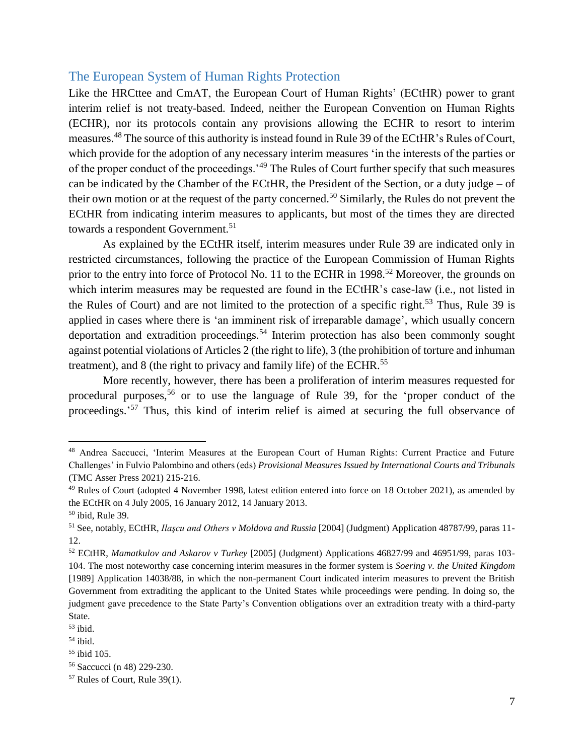## The European System of Human Rights Protection

Like the HRCttee and CmAT, the European Court of Human Rights' (ECtHR) power to grant interim relief is not treaty-based. Indeed, neither the European Convention on Human Rights (ECHR), nor its protocols contain any provisions allowing the ECHR to resort to interim measures.[48] The source of this authority is instead found in Rule 39 of the ECtHR's Rules of Court, which provide for the adoption of any necessary interim measures 'in the interests of the parties or of the proper conduct of the proceedings.'[49] The Rules of Court further specify that such measures can be indicated by the Chamber of the ECtHR, the President of the Section, or a duty judge – of their own motion or at the request of the party concerned.[50] Similarly, the Rules do not prevent the ECtHR from indicating interim measures to applicants, but most of the times they are directed towards a respondent Government.[51]

As explained by the ECtHR itself, interim measures under Rule 39 are indicated only in restricted circumstances, following the practice of the European Commission of Human Rights prior to the entry into force of Protocol No. 11 to the ECHR in 1998.[52] Moreover, the grounds on which interim measures may be requested are found in the ECtHR's case-law (i.e., not listed in the Rules of Court) and are not limited to the protection of a specific right.[53] Thus, Rule 39 is applied in cases where there is 'an imminent risk of irreparable damage', which usually concern deportation and extradition proceedings.[54] Interim protection has also been commonly sought against potential violations of Articles 2 (the right to life), 3 (the prohibition of torture and inhuman treatment), and 8 (the right to privacy and family life) of the ECHR.[55]

More recently, however, there has been a proliferation of interim measures requested for procedural purposes,[56] or to use the language of Rule 39, for the 'proper conduct of the proceedings.'[57] Thus, this kind of interim relief is aimed at securing the full observance of

---

[48] Andrea Saccucci, 'Interim Measures at the European Court of Human Rights: Current Practice and Future Challenges' in Fulvio Palombino and others (eds) *Provisional Measures Issued by International Courts and Tribunals* (TMC Asser Press 2021) 215-216.

[49] Rules of Court (adopted 4 November 1998, latest edition entered into force on 18 October 2021), as amended by the ECtHR on 4 July 2005, 16 January 2012, 14 January 2013.

[50] ibid, Rule 39.

[51] See, notably, ECtHR, *Ilaşcu and Others v Moldova and Russia* [2004] (Judgment) Application 48787/99, paras 11-12.

[52] ECtHR, *Mamatkulov and Askarov v Turkey* [2005] (Judgment) Applications 46827/99 and 46951/99, paras 103-104. The most noteworthy case concerning interim measures in the former system is *Soering v. the United Kingdom* [1989] Application 14038/88, in which the non-permanent Court indicated interim measures to prevent the British Government from extraditing the applicant to the United States while proceedings were pending. In doing so, the judgment gave precedence to the State Party's Convention obligations over an extradition treaty with a third-party State.

[53] ibid.

[54] ibid.

[55] ibid 105.

[56] Saccucci (n 48) 229-230.

[57] Rules of Court, Rule 39(1).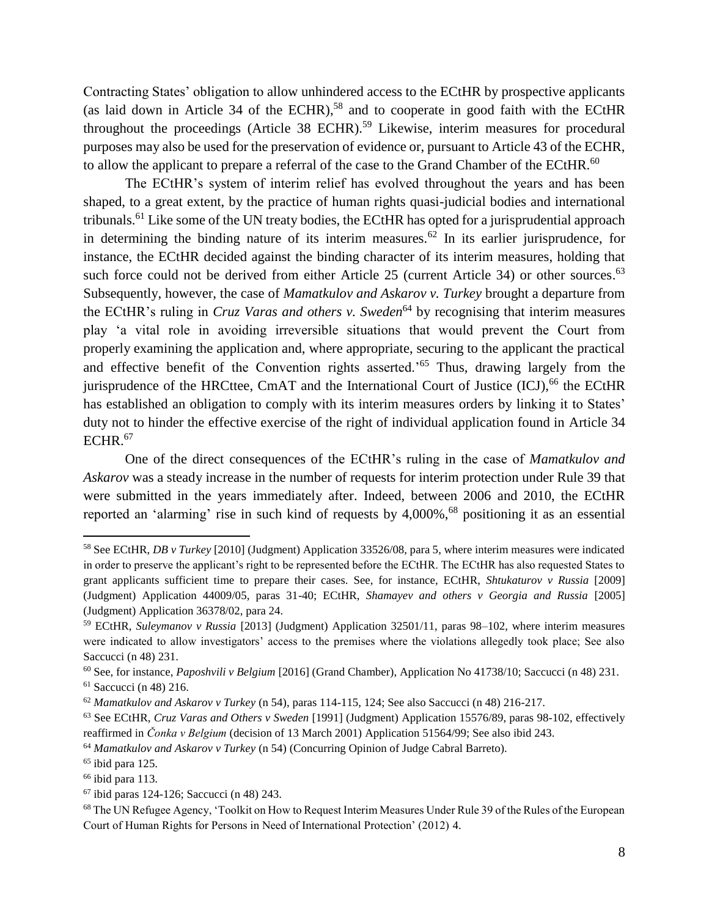Contracting States' obligation to allow unhindered access to the ECtHR by prospective applicants (as laid down in Article 34 of the ECHR),[58] and to cooperate in good faith with the ECtHR throughout the proceedings (Article 38 ECHR).[59] Likewise, interim measures for procedural purposes may also be used for the preservation of evidence or, pursuant to Article 43 of the ECHR, to allow the applicant to prepare a referral of the case to the Grand Chamber of the ECtHR.[60]

The ECtHR's system of interim relief has evolved throughout the years and has been shaped, to a great extent, by the practice of human rights quasi-judicial bodies and international tribunals.[61] Like some of the UN treaty bodies, the ECtHR has opted for a jurisprudential approach in determining the binding nature of its interim measures.[62] In its earlier jurisprudence, for instance, the ECtHR decided against the binding character of its interim measures, holding that such force could not be derived from either Article 25 (current Article 34) or other sources.[63] Subsequently, however, the case of *Mamatkulov and Askarov v. Turkey* brought a departure from the ECtHR's ruling in *Cruz Varas and others v. Sweden*[64] by recognising that interim measures play 'a vital role in avoiding irreversible situations that would prevent the Court from properly examining the application and, where appropriate, securing to the applicant the practical and effective benefit of the Convention rights asserted.'[65] Thus, drawing largely from the jurisprudence of the HRCttee, CmAT and the International Court of Justice (ICJ),[66] the ECtHR has established an obligation to comply with its interim measures orders by linking it to States' duty not to hinder the effective exercise of the right of individual application found in Article 34 ECHR.[67]

One of the direct consequences of the ECtHR's ruling in the case of *Mamatkulov and Askarov* was a steady increase in the number of requests for interim protection under Rule 39 that were submitted in the years immediately after. Indeed, between 2006 and 2010, the ECtHR reported an 'alarming' rise in such kind of requests by 4,000%,[68] positioning it as an essential

---

[58] See ECtHR, *DB v Turkey* [2010] (Judgment) Application 33526/08, para 5, where interim measures were indicated in order to preserve the applicant's right to be represented before the ECtHR. The ECtHR has also requested States to grant applicants sufficient time to prepare their cases. See, for instance, ECtHR, *Shtukaturov v Russia* [2009] (Judgment) Application 44009/05, paras 31-40; ECtHR, *Shamayev and others v Georgia and Russia* [2005] (Judgment) Application 36378/02, para 24.

[59] ECtHR, *Suleymanov v Russia* [2013] (Judgment) Application 32501/11, paras 98–102, where interim measures were indicated to allow investigators' access to the premises where the violations allegedly took place; See also Saccucci (n 48) 231.

[60] See, for instance, *Paposhvili v Belgium* [2016] (Grand Chamber), Application No 41738/10; Saccucci (n 48) 231.

[61] Saccucci (n 48) 216.

[62] *Mamatkulov and Askarov v Turkey* (n 54), paras 114-115, 124; See also Saccucci (n 48) 216-217.

[63] See ECtHR, *Cruz Varas and Others v Sweden* [1991] (Judgment) Application 15576/89, paras 98-102, effectively reaffirmed in *Čonka v Belgium* (decision of 13 March 2001) Application 51564/99; See also ibid 243.

[64] *Mamatkulov and Askarov v Turkey* (n 54) (Concurring Opinion of Judge Cabral Barreto).

[65] ibid para 125.

[66] ibid para 113.

[67] ibid paras 124-126; Saccucci (n 48) 243.

[68] The UN Refugee Agency, 'Toolkit on How to Request Interim Measures Under Rule 39 of the Rules of the European Court of Human Rights for Persons in Need of International Protection' (2012) 4.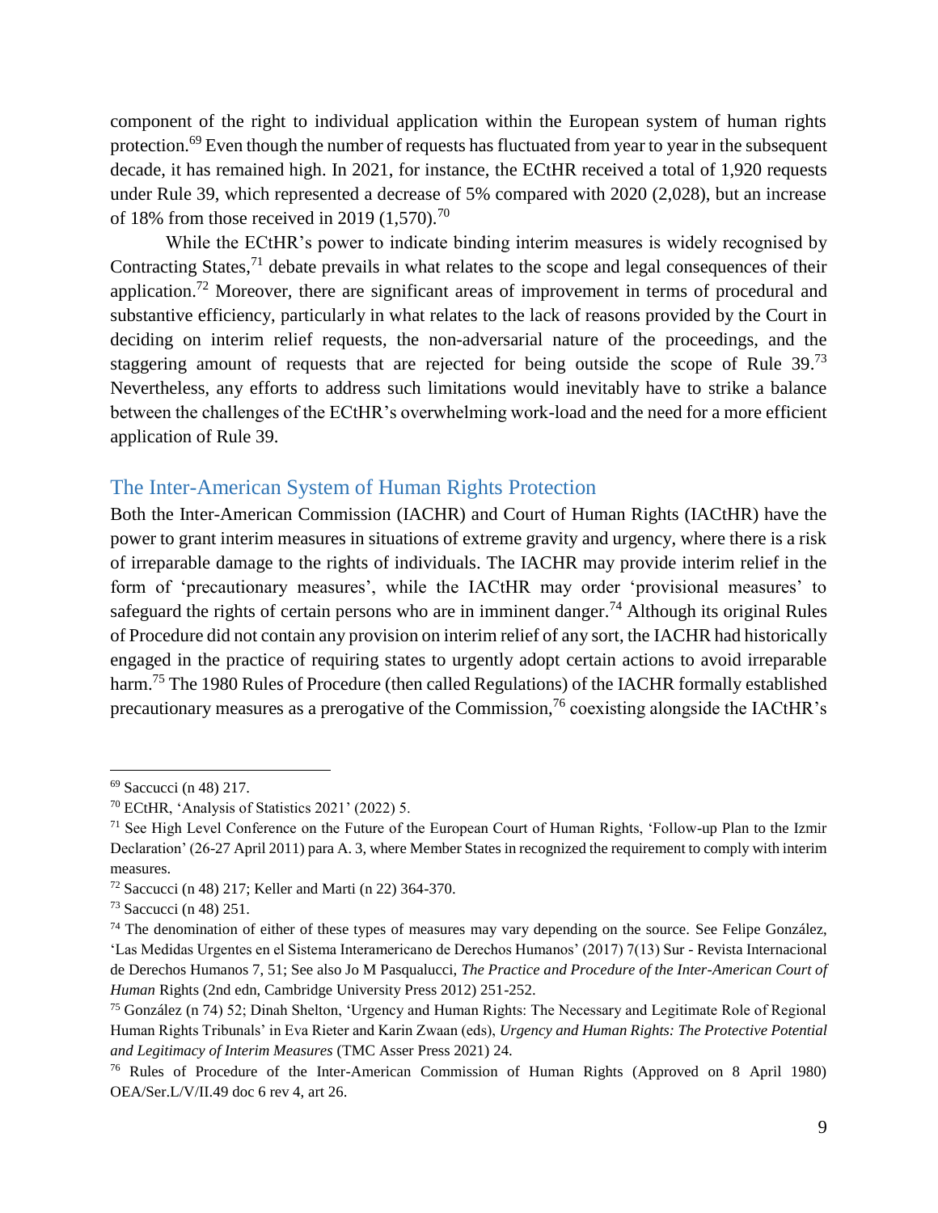component of the right to individual application within the European system of human rights protection.[69] Even though the number of requests has fluctuated from year to year in the subsequent decade, it has remained high. In 2021, for instance, the ECtHR received a total of 1,920 requests under Rule 39, which represented a decrease of 5% compared with 2020 (2,028), but an increase of 18% from those received in 2019 (1,570).[70]

While the ECtHR's power to indicate binding interim measures is widely recognised by Contracting States,[71] debate prevails in what relates to the scope and legal consequences of their application.[72] Moreover, there are significant areas of improvement in terms of procedural and substantive efficiency, particularly in what relates to the lack of reasons provided by the Court in deciding on interim relief requests, the non-adversarial nature of the proceedings, and the staggering amount of requests that are rejected for being outside the scope of Rule 39.[73] Nevertheless, any efforts to address such limitations would inevitably have to strike a balance between the challenges of the ECtHR's overwhelming work-load and the need for a more efficient application of Rule 39.

## The Inter-American System of Human Rights Protection

Both the Inter-American Commission (IACHR) and Court of Human Rights (IACtHR) have the power to grant interim measures in situations of extreme gravity and urgency, where there is a risk of irreparable damage to the rights of individuals. The IACHR may provide interim relief in the form of 'precautionary measures', while the IACtHR may order 'provisional measures' to safeguard the rights of certain persons who are in imminent danger.[74] Although its original Rules of Procedure did not contain any provision on interim relief of any sort, the IACHR had historically engaged in the practice of requiring states to urgently adopt certain actions to avoid irreparable harm.[75] The 1980 Rules of Procedure (then called Regulations) of the IACHR formally established precautionary measures as a prerogative of the Commission,[76] coexisting alongside the IACtHR's

---

[69] Saccucci (n 48) 217.

[70] ECtHR, 'Analysis of Statistics 2021' (2022) 5.

[71] See High Level Conference on the Future of the European Court of Human Rights, 'Follow-up Plan to the Izmir Declaration' (26-27 April 2011) para A. 3, where Member States in recognized the requirement to comply with interim measures.

[72] Saccucci (n 48) 217; Keller and Marti (n 22) 364-370.

[73] Saccucci (n 48) 251.

[74] The denomination of either of these types of measures may vary depending on the source. See Felipe González, 'Las Medidas Urgentes en el Sistema Interamericano de Derechos Humanos' (2017) 7(13) Sur - Revista Internacional de Derechos Humanos 7, 51; See also Jo M Pasqualucci, *The Practice and Procedure of the Inter-American Court of Human* Rights (2nd edn, Cambridge University Press 2012) 251-252.

[75] González (n 74) 52; Dinah Shelton, 'Urgency and Human Rights: The Necessary and Legitimate Role of Regional Human Rights Tribunals' in Eva Rieter and Karin Zwaan (eds), *Urgency and Human Rights: The Protective Potential and Legitimacy of Interim Measures* (TMC Asser Press 2021) 24.

[76] Rules of Procedure of the Inter-American Commission of Human Rights (Approved on 8 April 1980) OEA/Ser.L/V/II.49 doc 6 rev 4, art 26.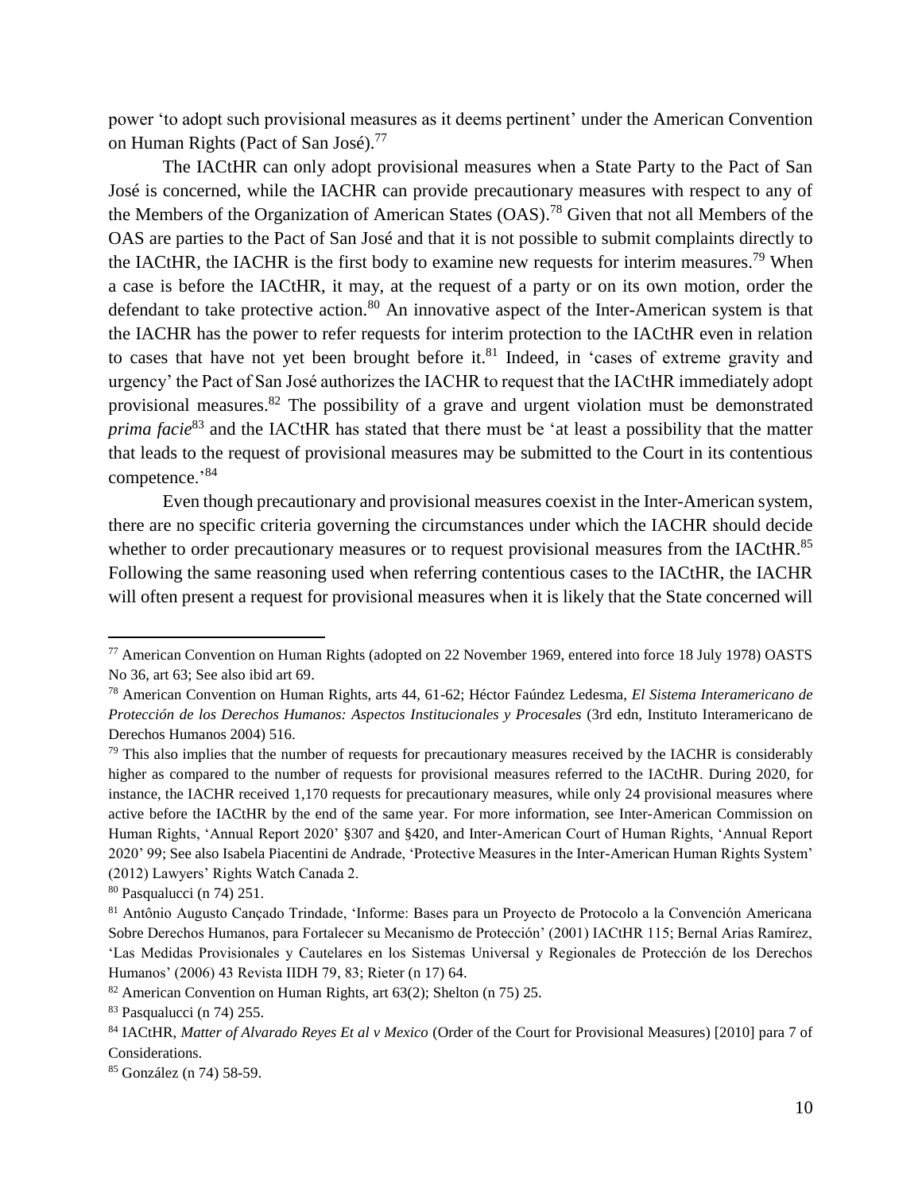power 'to adopt such provisional measures as it deems pertinent' under the American Convention on Human Rights (Pact of San José).[77]

The IACtHR can only adopt provisional measures when a State Party to the Pact of San José is concerned, while the IACHR can provide precautionary measures with respect to any of the Members of the Organization of American States (OAS).[78] Given that not all Members of the OAS are parties to the Pact of San José and that it is not possible to submit complaints directly to the IACtHR, the IACHR is the first body to examine new requests for interim measures.[79] When a case is before the IACtHR, it may, at the request of a party or on its own motion, order the defendant to take protective action.[80] An innovative aspect of the Inter-American system is that the IACHR has the power to refer requests for interim protection to the IACtHR even in relation to cases that have not yet been brought before it.[81] Indeed, in 'cases of extreme gravity and urgency' the Pact of San José authorizes the IACHR to request that the IACtHR immediately adopt provisional measures.[82] The possibility of a grave and urgent violation must be demonstrated *prima facie*[83] and the IACtHR has stated that there must be 'at least a possibility that the matter that leads to the request of provisional measures may be submitted to the Court in its contentious competence.'[84]

Even though precautionary and provisional measures coexist in the Inter-American system, there are no specific criteria governing the circumstances under which the IACHR should decide whether to order precautionary measures or to request provisional measures from the IACtHR.[85] Following the same reasoning used when referring contentious cases to the IACtHR, the IACHR will often present a request for provisional measures when it is likely that the State concerned will

---

[77] American Convention on Human Rights (adopted on 22 November 1969, entered into force 18 July 1978) OASTS No 36, art 63; See also ibid art 69.

[78] American Convention on Human Rights, arts 44, 61-62; Héctor Faúndez Ledesma, *El Sistema Interamericano de Protección de los Derechos Humanos: Aspectos Institucionales y Procesales* (3rd edn, Instituto Interamericano de Derechos Humanos 2004) 516.

[79] This also implies that the number of requests for precautionary measures received by the IACHR is considerably higher as compared to the number of requests for provisional measures referred to the IACtHR. During 2020, for instance, the IACHR received 1,170 requests for precautionary measures, while only 24 provisional measures where active before the IACtHR by the end of the same year. For more information, see Inter-American Commission on Human Rights, 'Annual Report 2020' §307 and §420, and Inter-American Court of Human Rights, 'Annual Report 2020' 99; See also Isabela Piacentini de Andrade, 'Protective Measures in the Inter-American Human Rights System' (2012) Lawyers' Rights Watch Canada 2.

[80] Pasqualucci (n 74) 251.

[81] Antônio Augusto Cançado Trindade, 'Informe: Bases para un Proyecto de Protocolo a la Convención Americana Sobre Derechos Humanos, para Fortalecer su Mecanismo de Protección' (2001) IACtHR 115; Bernal Arias Ramírez, 'Las Medidas Provisionales y Cautelares en los Sistemas Universal y Regionales de Protección de los Derechos Humanos' (2006) 43 Revista IIDH 79, 83; Rieter (n 17) 64.

[82] American Convention on Human Rights, art 63(2); Shelton (n 75) 25.

[83] Pasqualucci (n 74) 255.

[84] IACtHR, *Matter of Alvarado Reyes Et al v Mexico* (Order of the Court for Provisional Measures) [2010] para 7 of Considerations.

[85] González (n 74) 58-59.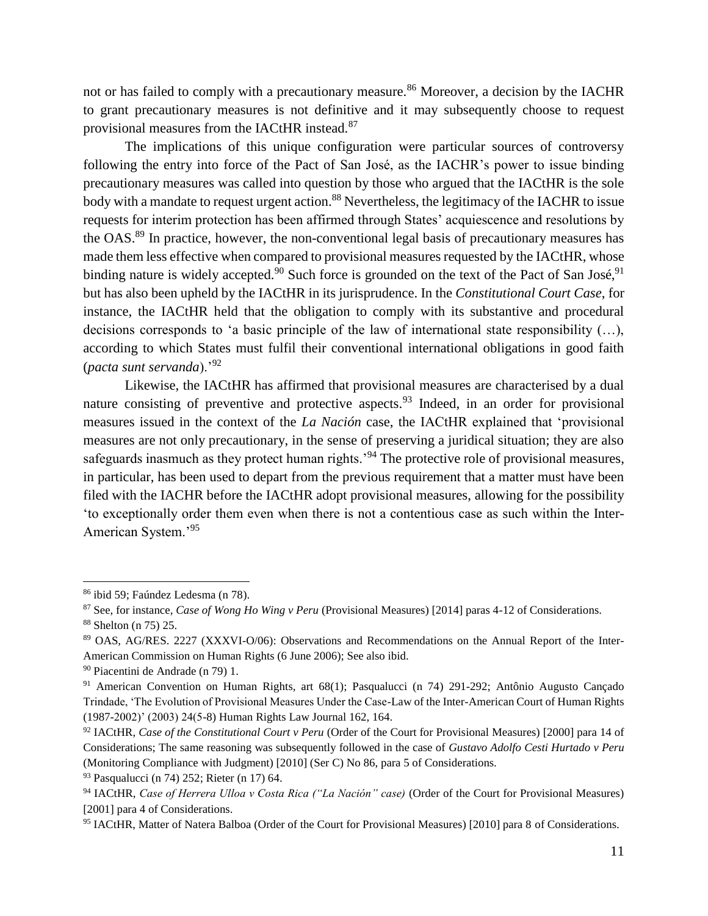not or has failed to comply with a precautionary measure.[86] Moreover, a decision by the IACHR to grant precautionary measures is not definitive and it may subsequently choose to request provisional measures from the IACtHR instead.[87]

The implications of this unique configuration were particular sources of controversy following the entry into force of the Pact of San José, as the IACHR's power to issue binding precautionary measures was called into question by those who argued that the IACtHR is the sole body with a mandate to request urgent action.[88] Nevertheless, the legitimacy of the IACHR to issue requests for interim protection has been affirmed through States' acquiescence and resolutions by the OAS.[89] In practice, however, the non-conventional legal basis of precautionary measures has made them less effective when compared to provisional measures requested by the IACtHR, whose binding nature is widely accepted.[90] Such force is grounded on the text of the Pact of San José,[91] but has also been upheld by the IACtHR in its jurisprudence. In the *Constitutional Court Case*, for instance, the IACtHR held that the obligation to comply with its substantive and procedural decisions corresponds to 'a basic principle of the law of international state responsibility (…), according to which States must fulfil their conventional international obligations in good faith (*pacta sunt servanda*).'[92]

Likewise, the IACtHR has affirmed that provisional measures are characterised by a dual nature consisting of preventive and protective aspects.[93] Indeed, in an order for provisional measures issued in the context of the *La Nación* case, the IACtHR explained that 'provisional measures are not only precautionary, in the sense of preserving a juridical situation; they are also safeguards inasmuch as they protect human rights.'[94] The protective role of provisional measures, in particular, has been used to depart from the previous requirement that a matter must have been filed with the IACHR before the IACtHR adopt provisional measures, allowing for the possibility 'to exceptionally order them even when there is not a contentious case as such within the Inter-American System.'[95]

---

[86] ibid 59; Faúndez Ledesma (n 78).

[87] See, for instance, *Case of Wong Ho Wing v Peru* (Provisional Measures) [2014] paras 4-12 of Considerations.

[88] Shelton (n 75) 25.

[89] OAS, AG/RES. 2227 (XXXVI-O/06): Observations and Recommendations on the Annual Report of the Inter-American Commission on Human Rights (6 June 2006); See also ibid.

[90] Piacentini de Andrade (n 79) 1.

[91] American Convention on Human Rights, art 68(1); Pasqualucci (n 74) 291-292; Antônio Augusto Cançado Trindade, 'The Evolution of Provisional Measures Under the Case-Law of the Inter-American Court of Human Rights (1987-2002)' (2003) 24(5-8) Human Rights Law Journal 162, 164.

[92] IACtHR, *Case of the Constitutional Court v Peru* (Order of the Court for Provisional Measures) [2000] para 14 of Considerations; The same reasoning was subsequently followed in the case of *Gustavo Adolfo Cesti Hurtado v Peru* (Monitoring Compliance with Judgment) [2010] (Ser C) No 86, para 5 of Considerations.

[93] Pasqualucci (n 74) 252; Rieter (n 17) 64.

[94] IACtHR, *Case of Herrera Ulloa v Costa Rica ("La Nación" case)* (Order of the Court for Provisional Measures) [2001] para 4 of Considerations.

[95] IACtHR, Matter of Natera Balboa (Order of the Court for Provisional Measures) [2010] para 8 of Considerations.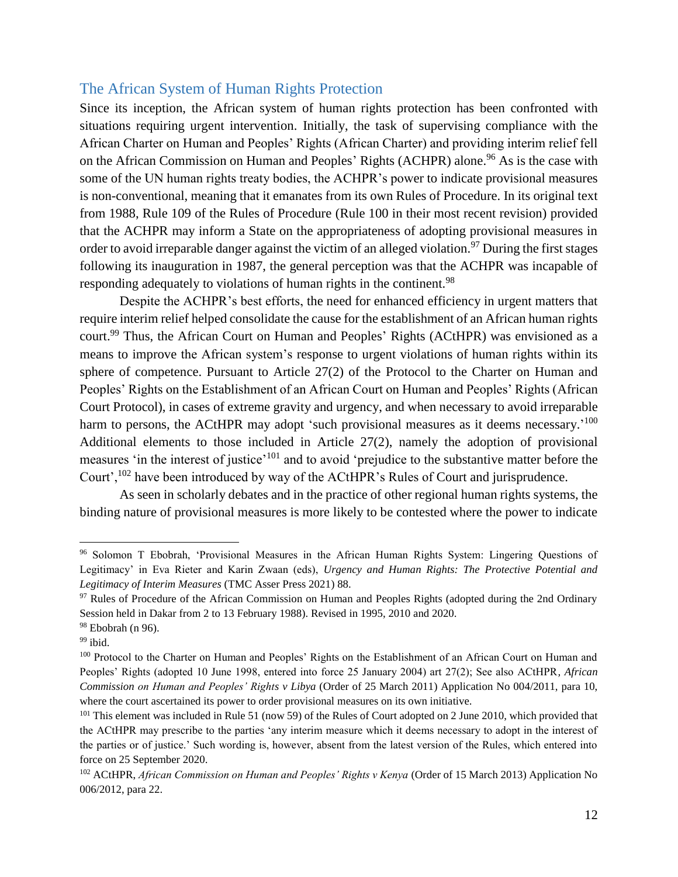## The African System of Human Rights Protection

Since its inception, the African system of human rights protection has been confronted with situations requiring urgent intervention. Initially, the task of supervising compliance with the African Charter on Human and Peoples' Rights (African Charter) and providing interim relief fell on the African Commission on Human and Peoples' Rights (ACHPR) alone.[96] As is the case with some of the UN human rights treaty bodies, the ACHPR's power to indicate provisional measures is non-conventional, meaning that it emanates from its own Rules of Procedure. In its original text from 1988, Rule 109 of the Rules of Procedure (Rule 100 in their most recent revision) provided that the ACHPR may inform a State on the appropriateness of adopting provisional measures in order to avoid irreparable danger against the victim of an alleged violation.[97] During the first stages following its inauguration in 1987, the general perception was that the ACHPR was incapable of responding adequately to violations of human rights in the continent.[98]

Despite the ACHPR's best efforts, the need for enhanced efficiency in urgent matters that require interim relief helped consolidate the cause for the establishment of an African human rights court.[99] Thus, the African Court on Human and Peoples' Rights (ACtHPR) was envisioned as a means to improve the African system's response to urgent violations of human rights within its sphere of competence. Pursuant to Article 27(2) of the Protocol to the Charter on Human and Peoples' Rights on the Establishment of an African Court on Human and Peoples' Rights (African Court Protocol), in cases of extreme gravity and urgency, and when necessary to avoid irreparable harm to persons, the ACtHPR may adopt 'such provisional measures as it deems necessary.'[100] Additional elements to those included in Article 27(2), namely the adoption of provisional measures 'in the interest of justice'[101] and to avoid 'prejudice to the substantive matter before the Court',[102] have been introduced by way of the ACtHPR's Rules of Court and jurisprudence.

As seen in scholarly debates and in the practice of other regional human rights systems, the binding nature of provisional measures is more likely to be contested where the power to indicate

---

[96] Solomon T Ebobrah, 'Provisional Measures in the African Human Rights System: Lingering Questions of Legitimacy' in Eva Rieter and Karin Zwaan (eds), *Urgency and Human Rights: The Protective Potential and Legitimacy of Interim Measures* (TMC Asser Press 2021) 88.

[97] Rules of Procedure of the African Commission on Human and Peoples Rights (adopted during the 2nd Ordinary Session held in Dakar from 2 to 13 February 1988). Revised in 1995, 2010 and 2020.

[98] Ebobrah (n 96).

[99] ibid.

[100] Protocol to the Charter on Human and Peoples' Rights on the Establishment of an African Court on Human and Peoples' Rights (adopted 10 June 1998, entered into force 25 January 2004) art 27(2); See also ACtHPR, *African Commission on Human and Peoples' Rights v Libya* (Order of 25 March 2011) Application No 004/2011, para 10, where the court ascertained its power to order provisional measures on its own initiative.

[101] This element was included in Rule 51 (now 59) of the Rules of Court adopted on 2 June 2010, which provided that the ACtHPR may prescribe to the parties 'any interim measure which it deems necessary to adopt in the interest of the parties or of justice.' Such wording is, however, absent from the latest version of the Rules, which entered into force on 25 September 2020.

[102] ACtHPR, *African Commission on Human and Peoples' Rights v Kenya* (Order of 15 March 2013) Application No 006/2012, para 22.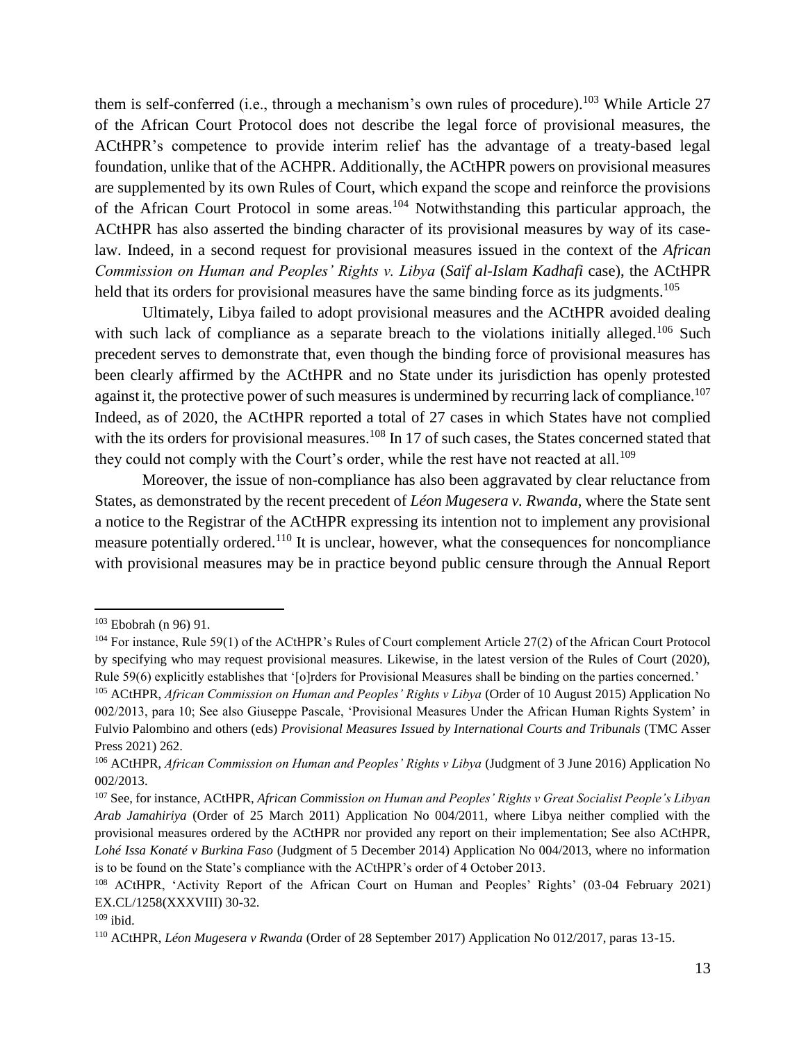them is self-conferred (i.e., through a mechanism's own rules of procedure).[103] While Article 27 of the African Court Protocol does not describe the legal force of provisional measures, the ACtHPR's competence to provide interim relief has the advantage of a treaty-based legal foundation, unlike that of the ACHPR. Additionally, the ACtHPR powers on provisional measures are supplemented by its own Rules of Court, which expand the scope and reinforce the provisions of the African Court Protocol in some areas.[104] Notwithstanding this particular approach, the ACtHPR has also asserted the binding character of its provisional measures by way of its case-law. Indeed, in a second request for provisional measures issued in the context of the *African Commission on Human and Peoples' Rights v. Libya* (*Saïf al-Islam Kadhafi* case), the ACtHPR held that its orders for provisional measures have the same binding force as its judgments.[105]

Ultimately, Libya failed to adopt provisional measures and the ACtHPR avoided dealing with such lack of compliance as a separate breach to the violations initially alleged.[106] Such precedent serves to demonstrate that, even though the binding force of provisional measures has been clearly affirmed by the ACtHPR and no State under its jurisdiction has openly protested against it, the protective power of such measures is undermined by recurring lack of compliance.[107] Indeed, as of 2020, the ACtHPR reported a total of 27 cases in which States have not complied with the its orders for provisional measures.[108] In 17 of such cases, the States concerned stated that they could not comply with the Court's order, while the rest have not reacted at all.[109]

Moreover, the issue of non-compliance has also been aggravated by clear reluctance from States, as demonstrated by the recent precedent of *Léon Mugesera v. Rwanda*, where the State sent a notice to the Registrar of the ACtHPR expressing its intention not to implement any provisional measure potentially ordered.[110] It is unclear, however, what the consequences for noncompliance with provisional measures may be in practice beyond public censure through the Annual Report

---

[103] Ebobrah (n 96) 91.

[104] For instance, Rule 59(1) of the ACtHPR's Rules of Court complement Article 27(2) of the African Court Protocol by specifying who may request provisional measures. Likewise, in the latest version of the Rules of Court (2020), Rule 59(6) explicitly establishes that '[o]rders for Provisional Measures shall be binding on the parties concerned.'

[105] ACtHPR, *African Commission on Human and Peoples' Rights v Libya* (Order of 10 August 2015) Application No 002/2013, para 10; See also Giuseppe Pascale, 'Provisional Measures Under the African Human Rights System' in Fulvio Palombino and others (eds) *Provisional Measures Issued by International Courts and Tribunals* (TMC Asser Press 2021) 262.

[106] ACtHPR, *African Commission on Human and Peoples' Rights v Libya* (Judgment of 3 June 2016) Application No 002/2013.

[107] See, for instance, ACtHPR, *African Commission on Human and Peoples' Rights v Great Socialist People's Libyan Arab Jamahiriya* (Order of 25 March 2011) Application No 004/2011, where Libya neither complied with the provisional measures ordered by the ACtHPR nor provided any report on their implementation; See also ACtHPR, *Lohé Issa Konaté v Burkina Faso* (Judgment of 5 December 2014) Application No 004/2013, where no information is to be found on the State's compliance with the ACtHPR's order of 4 October 2013.

[108] ACtHPR, 'Activity Report of the African Court on Human and Peoples' Rights' (03-04 February 2021) EX.CL/1258(XXXVIII) 30-32.

[109] ibid.

[110] ACtHPR, *Léon Mugesera v Rwanda* (Order of 28 September 2017) Application No 012/2017, paras 13-15.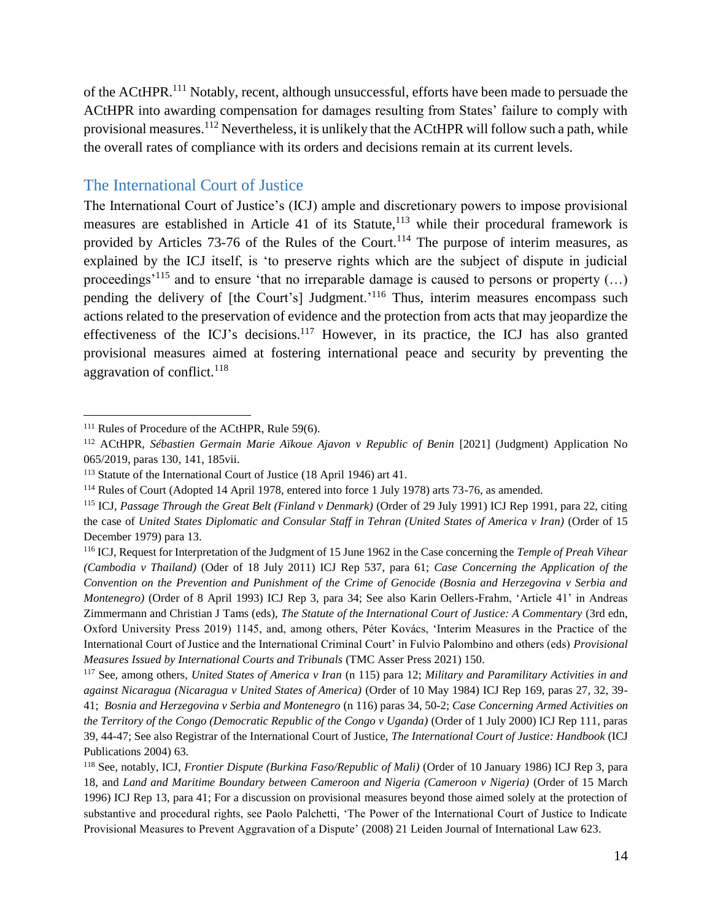of the ACtHPR.[111] Notably, recent, although unsuccessful, efforts have been made to persuade the ACtHPR into awarding compensation for damages resulting from States' failure to comply with provisional measures.[112] Nevertheless, it is unlikely that the ACtHPR will follow such a path, while the overall rates of compliance with its orders and decisions remain at its current levels.

## The International Court of Justice

The International Court of Justice's (ICJ) ample and discretionary powers to impose provisional measures are established in Article 41 of its Statute,[113] while their procedural framework is provided by Articles 73-76 of the Rules of the Court.[114] The purpose of interim measures, as explained by the ICJ itself, is 'to preserve rights which are the subject of dispute in judicial proceedings'[115] and to ensure 'that no irreparable damage is caused to persons or property (…) pending the delivery of [the Court's] Judgment.'[116] Thus, interim measures encompass such actions related to the preservation of evidence and the protection from acts that may jeopardize the effectiveness of the ICJ's decisions.[117] However, in its practice, the ICJ has also granted provisional measures aimed at fostering international peace and security by preventing the aggravation of conflict.[118]

---

[111] Rules of Procedure of the ACtHPR, Rule 59(6).

[112] ACtHPR, *Sébastien Germain Marie Aïkoue Ajavon v Republic of Benin* [2021] (Judgment) Application No 065/2019, paras 130, 141, 185vii.

[113] Statute of the International Court of Justice (18 April 1946) art 41.

[114] Rules of Court (Adopted 14 April 1978, entered into force 1 July 1978) arts 73-76, as amended.

[115] ICJ, *Passage Through the Great Belt (Finland v Denmark)* (Order of 29 July 1991) ICJ Rep 1991, para 22, citing the case of *United States Diplomatic and Consular Staff in Tehran (United States of America v Iran)* (Order of 15 December 1979) para 13.

[116] ICJ, Request for Interpretation of the Judgment of 15 June 1962 in the Case concerning the *Temple of Preah Vihear (Cambodia v Thailand)* (Oder of 18 July 2011) ICJ Rep 537, para 61; *Case Concerning the Application of the Convention on the Prevention and Punishment of the Crime of Genocide (Bosnia and Herzegovina v Serbia and Montenegro)* (Order of 8 April 1993) ICJ Rep 3, para 34; See also Karin Oellers-Frahm, 'Article 41' in Andreas Zimmermann and Christian J Tams (eds), *The Statute of the International Court of Justice: A Commentary* (3rd edn, Oxford University Press 2019) 1145, and, among others, Péter Kovács, 'Interim Measures in the Practice of the International Court of Justice and the International Criminal Court' in Fulvio Palombino and others (eds) *Provisional Measures Issued by International Courts and Tribunals* (TMC Asser Press 2021) 150.

[117] See, among others, *United States of America v Iran* (n 115) para 12; *Military and Paramilitary Activities in and against Nicaragua (Nicaragua v United States of America)* (Order of 10 May 1984) ICJ Rep 169, paras 27, 32, 39-41; *Bosnia and Herzegovina v Serbia and Montenegro* (n 116) paras 34, 50-2; *Case Concerning Armed Activities on the Territory of the Congo (Democratic Republic of the Congo v Uganda)* (Order of 1 July 2000) ICJ Rep 111, paras 39, 44-47; See also Registrar of the International Court of Justice, *The International Court of Justice: Handbook* (ICJ Publications 2004) 63.

[118] See, notably, ICJ, *Frontier Dispute (Burkina Faso/Republic of Mali)* (Order of 10 January 1986) ICJ Rep 3, para 18, and *Land and Maritime Boundary between Cameroon and Nigeria (Cameroon v Nigeria)* (Order of 15 March 1996) ICJ Rep 13, para 41; For a discussion on provisional measures beyond those aimed solely at the protection of substantive and procedural rights, see Paolo Palchetti, 'The Power of the International Court of Justice to Indicate Provisional Measures to Prevent Aggravation of a Dispute' (2008) 21 Leiden Journal of International Law 623.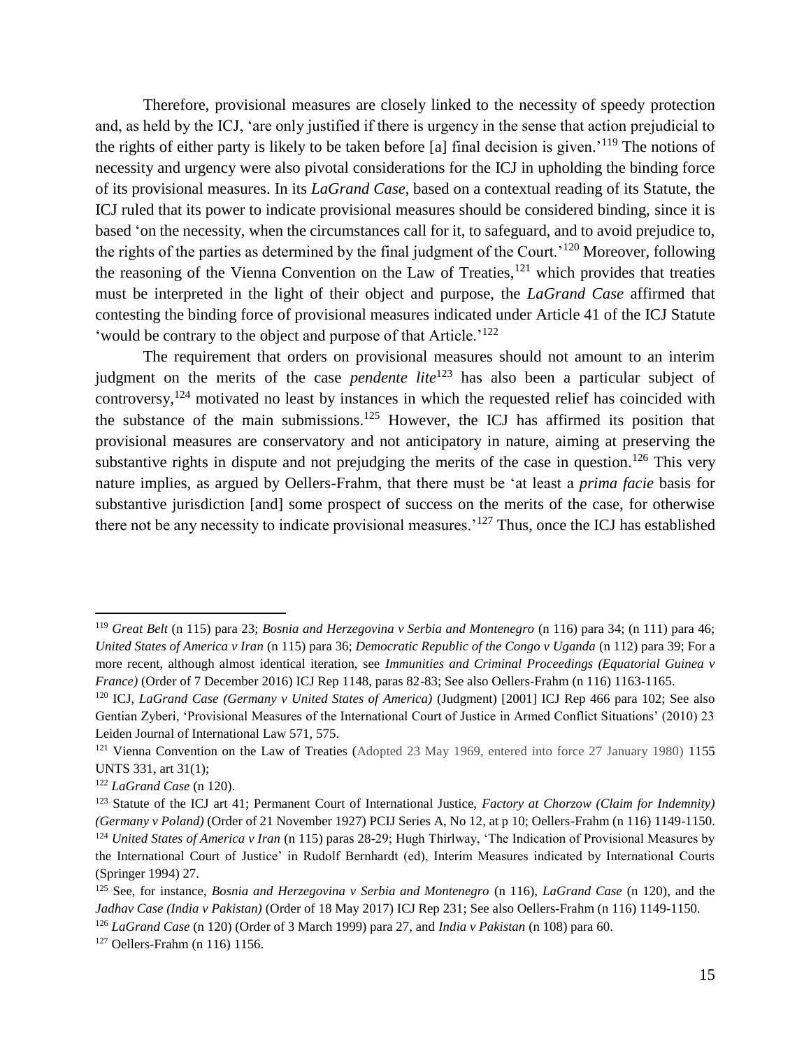Therefore, provisional measures are closely linked to the necessity of speedy protection and, as held by the ICJ, 'are only justified if there is urgency in the sense that action prejudicial to the rights of either party is likely to be taken before [a] final decision is given.'[119] The notions of necessity and urgency were also pivotal considerations for the ICJ in upholding the binding force of its provisional measures. In its *LaGrand Case*, based on a contextual reading of its Statute, the ICJ ruled that its power to indicate provisional measures should be considered binding, since it is based 'on the necessity, when the circumstances call for it, to safeguard, and to avoid prejudice to, the rights of the parties as determined by the final judgment of the Court.'[120] Moreover, following the reasoning of the Vienna Convention on the Law of Treaties,[121] which provides that treaties must be interpreted in the light of their object and purpose, the *LaGrand Case* affirmed that contesting the binding force of provisional measures indicated under Article 41 of the ICJ Statute 'would be contrary to the object and purpose of that Article.'[122]

The requirement that orders on provisional measures should not amount to an interim judgment on the merits of the case *pendente lite*[123] has also been a particular subject of controversy,[124] motivated no least by instances in which the requested relief has coincided with the substance of the main submissions.[125] However, the ICJ has affirmed its position that provisional measures are conservatory and not anticipatory in nature, aiming at preserving the substantive rights in dispute and not prejudging the merits of the case in question.[126] This very nature implies, as argued by Oellers-Frahm, that there must be 'at least a *prima facie* basis for substantive jurisdiction [and] some prospect of success on the merits of the case, for otherwise there not be any necessity to indicate provisional measures.'[127] Thus, once the ICJ has established

---

[119] *Great Belt* (n 115) para 23; *Bosnia and Herzegovina v Serbia and Montenegro* (n 116) para 34; (n 111) para 46; *United States of America v Iran* (n 115) para 36; *Democratic Republic of the Congo v Uganda* (n 112) para 39; For a more recent, although almost identical iteration, see *Immunities and Criminal Proceedings (Equatorial Guinea v France)* (Order of 7 December 2016) ICJ Rep 1148, paras 82-83; See also Oellers-Frahm (n 116) 1163-1165.

[120] ICJ, *LaGrand Case (Germany v United States of America)* (Judgment) [2001] ICJ Rep 466 para 102; See also Gentian Zyberi, 'Provisional Measures of the International Court of Justice in Armed Conflict Situations' (2010) 23 Leiden Journal of International Law 571, 575.

[121] Vienna Convention on the Law of Treaties (Adopted 23 May 1969, entered into force 27 January 1980) 1155 UNTS 331, art 31(1);

[122] *LaGrand Case* (n 120).

[123] Statute of the ICJ art 41; Permanent Court of International Justice, *Factory at Chorzow (Claim for Indemnity) (Germany v Poland)* (Order of 21 November 1927) PCIJ Series A, No 12, at p 10; Oellers-Frahm (n 116) 1149-1150.

[124] *United States of America v Iran* (n 115) paras 28-29; Hugh Thirlway, 'The Indication of Provisional Measures by the International Court of Justice' in Rudolf Bernhardt (ed), Interim Measures indicated by International Courts (Springer 1994) 27.

[125] See, for instance, *Bosnia and Herzegovina v Serbia and Montenegro* (n 116), *LaGrand Case* (n 120), and the *Jadhav Case (India v Pakistan)* (Order of 18 May 2017) ICJ Rep 231; See also Oellers-Frahm (n 116) 1149-1150.

[126] *LaGrand Case* (n 120) (Order of 3 March 1999) para 27, and *India v Pakistan* (n 108) para 60.

[127] Oellers-Frahm (n 116) 1156.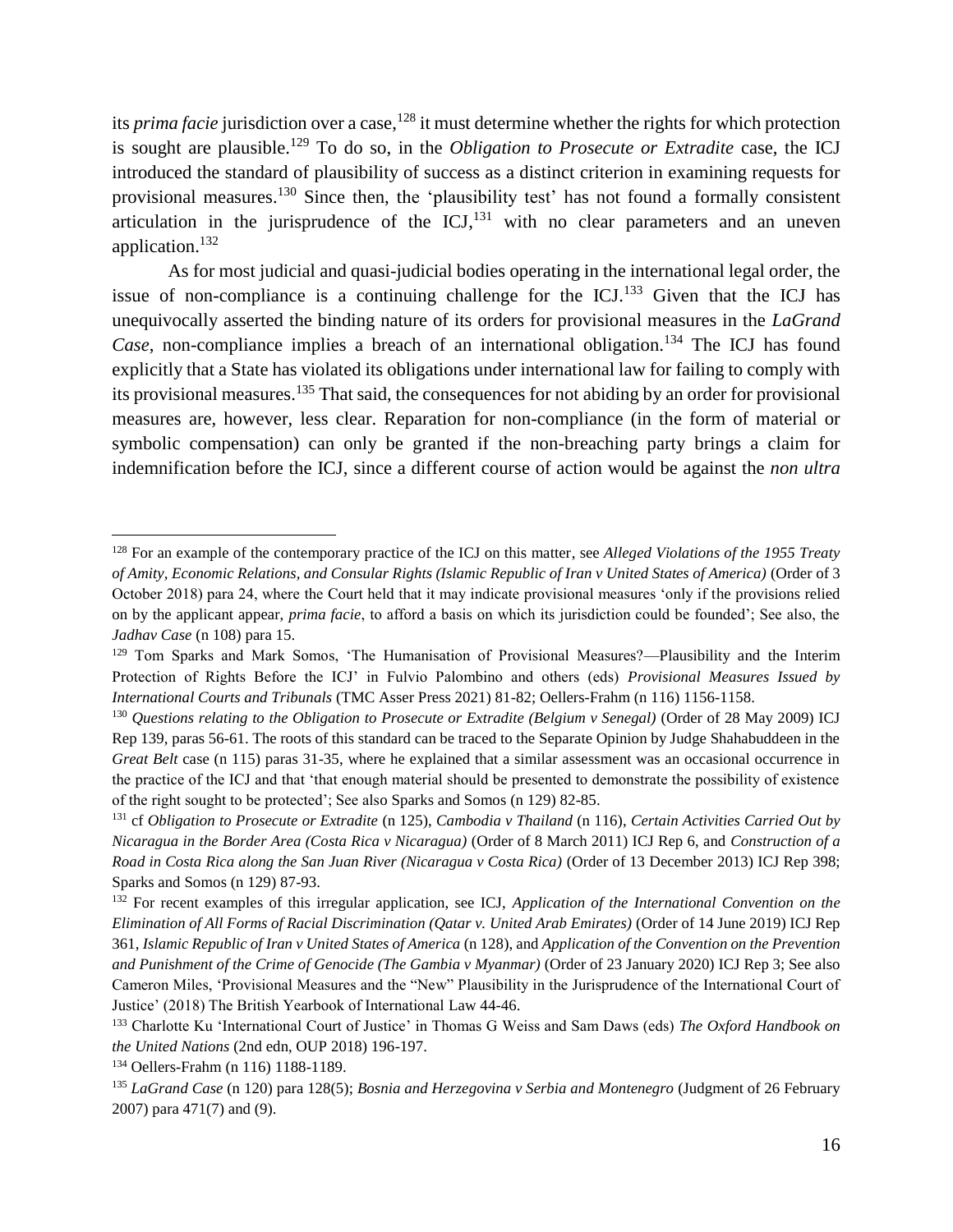its *prima facie* jurisdiction over a case,[128] it must determine whether the rights for which protection is sought are plausible.[129] To do so, in the *Obligation to Prosecute or Extradite* case, the ICJ introduced the standard of plausibility of success as a distinct criterion in examining requests for provisional measures.[130] Since then, the 'plausibility test' has not found a formally consistent articulation in the jurisprudence of the ICJ,[131] with no clear parameters and an uneven application.[132]

As for most judicial and quasi-judicial bodies operating in the international legal order, the issue of non-compliance is a continuing challenge for the ICJ.[133] Given that the ICJ has unequivocally asserted the binding nature of its orders for provisional measures in the *LaGrand Case*, non-compliance implies a breach of an international obligation.[134] The ICJ has found explicitly that a State has violated its obligations under international law for failing to comply with its provisional measures.[135] That said, the consequences for not abiding by an order for provisional measures are, however, less clear. Reparation for non-compliance (in the form of material or symbolic compensation) can only be granted if the non-breaching party brings a claim for indemnification before the ICJ, since a different course of action would be against the *non ultra*

---

[128] For an example of the contemporary practice of the ICJ on this matter, see *Alleged Violations of the 1955 Treaty of Amity, Economic Relations, and Consular Rights (Islamic Republic of Iran v United States of America)* (Order of 3 October 2018) para 24, where the Court held that it may indicate provisional measures 'only if the provisions relied on by the applicant appear, *prima facie*, to afford a basis on which its jurisdiction could be founded'; See also, the *Jadhav Case* (n 108) para 15.

[129] Tom Sparks and Mark Somos, 'The Humanisation of Provisional Measures?—Plausibility and the Interim Protection of Rights Before the ICJ' in Fulvio Palombino and others (eds) *Provisional Measures Issued by International Courts and Tribunals* (TMC Asser Press 2021) 81-82; Oellers-Frahm (n 116) 1156-1158.

[130] *Questions relating to the Obligation to Prosecute or Extradite (Belgium v Senegal)* (Order of 28 May 2009) ICJ Rep 139, paras 56-61. The roots of this standard can be traced to the Separate Opinion by Judge Shahabuddeen in the *Great Belt* case (n 115) paras 31-35, where he explained that a similar assessment was an occasional occurrence in the practice of the ICJ and that 'that enough material should be presented to demonstrate the possibility of existence of the right sought to be protected'; See also Sparks and Somos (n 129) 82-85.

[131] cf *Obligation to Prosecute or Extradite* (n 125), *Cambodia v Thailand* (n 116), *Certain Activities Carried Out by Nicaragua in the Border Area (Costa Rica v Nicaragua)* (Order of 8 March 2011) ICJ Rep 6, and *Construction of a Road in Costa Rica along the San Juan River (Nicaragua v Costa Rica)* (Order of 13 December 2013) ICJ Rep 398; Sparks and Somos (n 129) 87-93.

[132] For recent examples of this irregular application, see ICJ, *Application of the International Convention on the Elimination of All Forms of Racial Discrimination (Qatar v. United Arab Emirates)* (Order of 14 June 2019) ICJ Rep 361, *Islamic Republic of Iran v United States of America* (n 128), and *Application of the Convention on the Prevention and Punishment of the Crime of Genocide (The Gambia v Myanmar)* (Order of 23 January 2020) ICJ Rep 3; See also Cameron Miles, 'Provisional Measures and the "New" Plausibility in the Jurisprudence of the International Court of Justice' (2018) The British Yearbook of International Law 44-46.

[133] Charlotte Ku 'International Court of Justice' in Thomas G Weiss and Sam Daws (eds) *The Oxford Handbook on the United Nations* (2nd edn, OUP 2018) 196-197.

[134] Oellers-Frahm (n 116) 1188-1189.

[135] *LaGrand Case* (n 120) para 128(5); *Bosnia and Herzegovina v Serbia and Montenegro* (Judgment of 26 February 2007) para 471(7) and (9).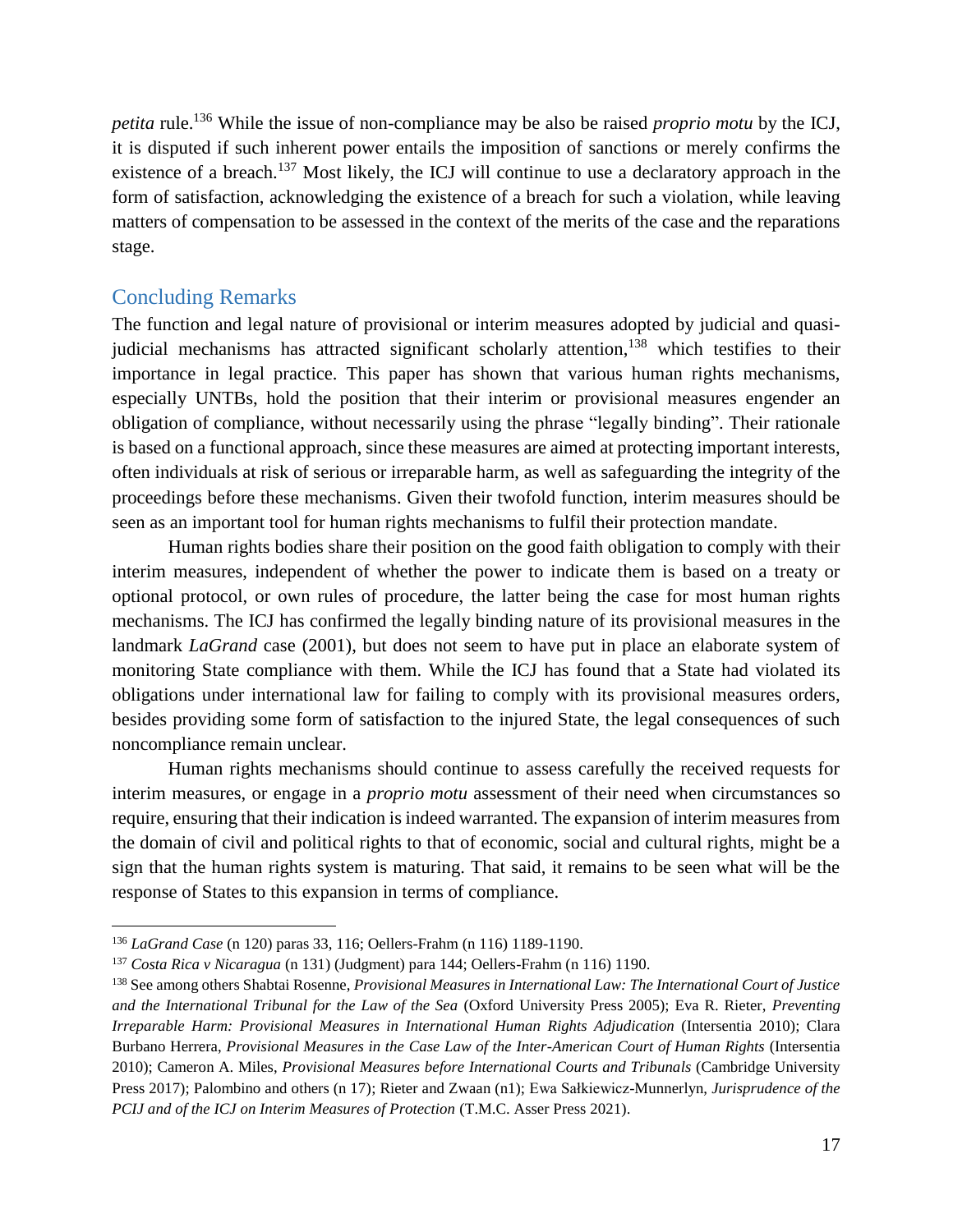*petita* rule.[136] While the issue of non-compliance may be also be raised *proprio motu* by the ICJ, it is disputed if such inherent power entails the imposition of sanctions or merely confirms the existence of a breach.[137] Most likely, the ICJ will continue to use a declaratory approach in the form of satisfaction, acknowledging the existence of a breach for such a violation, while leaving matters of compensation to be assessed in the context of the merits of the case and the reparations stage.

## Concluding Remarks

The function and legal nature of provisional or interim measures adopted by judicial and quasi-judicial mechanisms has attracted significant scholarly attention,[138] which testifies to their importance in legal practice. This paper has shown that various human rights mechanisms, especially UNTBs, hold the position that their interim or provisional measures engender an obligation of compliance, without necessarily using the phrase "legally binding". Their rationale is based on a functional approach, since these measures are aimed at protecting important interests, often individuals at risk of serious or irreparable harm, as well as safeguarding the integrity of the proceedings before these mechanisms. Given their twofold function, interim measures should be seen as an important tool for human rights mechanisms to fulfil their protection mandate.

Human rights bodies share their position on the good faith obligation to comply with their interim measures, independent of whether the power to indicate them is based on a treaty or optional protocol, or own rules of procedure, the latter being the case for most human rights mechanisms. The ICJ has confirmed the legally binding nature of its provisional measures in the landmark *LaGrand* case (2001), but does not seem to have put in place an elaborate system of monitoring State compliance with them. While the ICJ has found that a State had violated its obligations under international law for failing to comply with its provisional measures orders, besides providing some form of satisfaction to the injured State, the legal consequences of such noncompliance remain unclear.

Human rights mechanisms should continue to assess carefully the received requests for interim measures, or engage in a *proprio motu* assessment of their need when circumstances so require, ensuring that their indication is indeed warranted. The expansion of interim measures from the domain of civil and political rights to that of economic, social and cultural rights, might be a sign that the human rights system is maturing. That said, it remains to be seen what will be the response of States to this expansion in terms of compliance.

---

[136] *LaGrand Case* (n 120) paras 33, 116; Oellers-Frahm (n 116) 1189-1190.

[137] *Costa Rica v Nicaragua* (n 131) (Judgment) para 144; Oellers-Frahm (n 116) 1190.

[138] See among others Shabtai Rosenne, *Provisional Measures in International Law: The International Court of Justice and the International Tribunal for the Law of the Sea* (Oxford University Press 2005); Eva R. Rieter, *Preventing Irreparable Harm: Provisional Measures in International Human Rights Adjudication* (Intersentia 2010); Clara Burbano Herrera, *Provisional Measures in the Case Law of the Inter-American Court of Human Rights* (Intersentia 2010); Cameron A. Miles, *Provisional Measures before International Courts and Tribunals* (Cambridge University Press 2017); Palombino and others (n 17); Rieter and Zwaan (n1); Ewa Sałkiewicz-Munnerlyn, *Jurisprudence of the PCIJ and of the ICJ on Interim Measures of Protection* (T.M.C. Asser Press 2021).